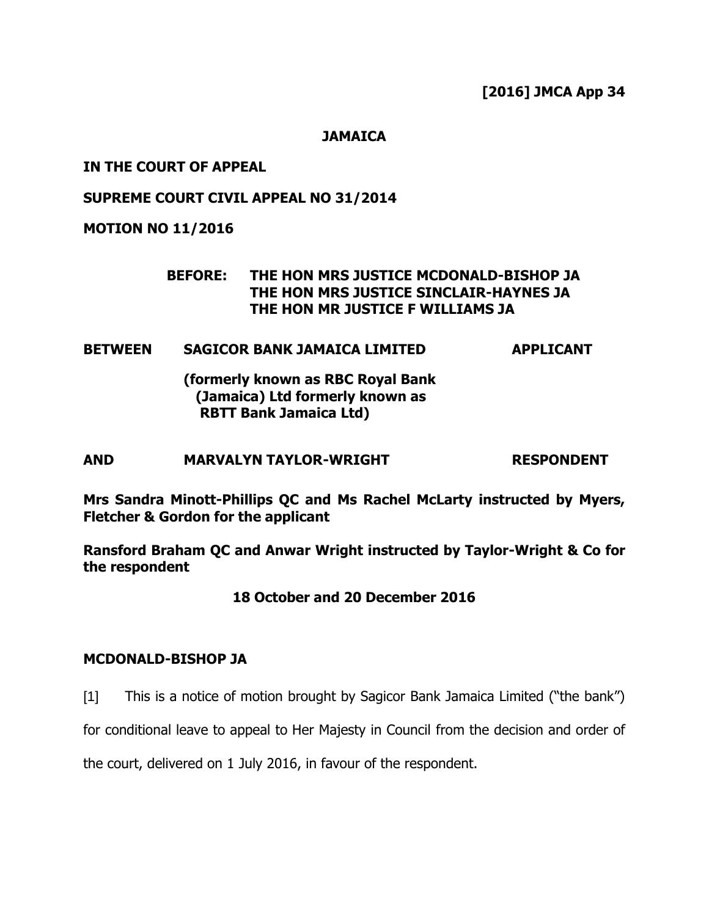**[2016] JMCA App 34**

**JAMAICA**

**IN THE COURT OF APPEAL**

**SUPREME COURT CIVIL APPEAL NO 31/2014**

**MOTION NO 11/2016**

**BEFORE: THE HON MRS JUSTICE MCDONALD-BISHOP JA**
**THE HON MRS JUSTICE SINCLAIR-HAYNES JA**
**THE HON MR JUSTICE F WILLIAMS JA**

**BETWEEN SAGICOR BANK JAMAICA LIMITED APPLICANT**

**(formerly known as RBC Royal Bank (Jamaica) Ltd formerly known as RBTT Bank Jamaica Ltd)**

**AND MARVALYN TAYLOR-WRIGHT RESPONDENT**

**Mrs Sandra Minott-Phillips QC and Ms Rachel McLarty instructed by Myers, Fletcher & Gordon for the applicant**

**Ransford Braham QC and Anwar Wright instructed by Taylor-Wright & Co for the respondent**

**18 October and 20 December 2016**

**MCDONALD-BISHOP JA**

[1] This is a notice of motion brought by Sagicor Bank Jamaica Limited ("the bank") for conditional leave to appeal to Her Majesty in Council from the decision and order of the court, delivered on 1 July 2016, in favour of the respondent.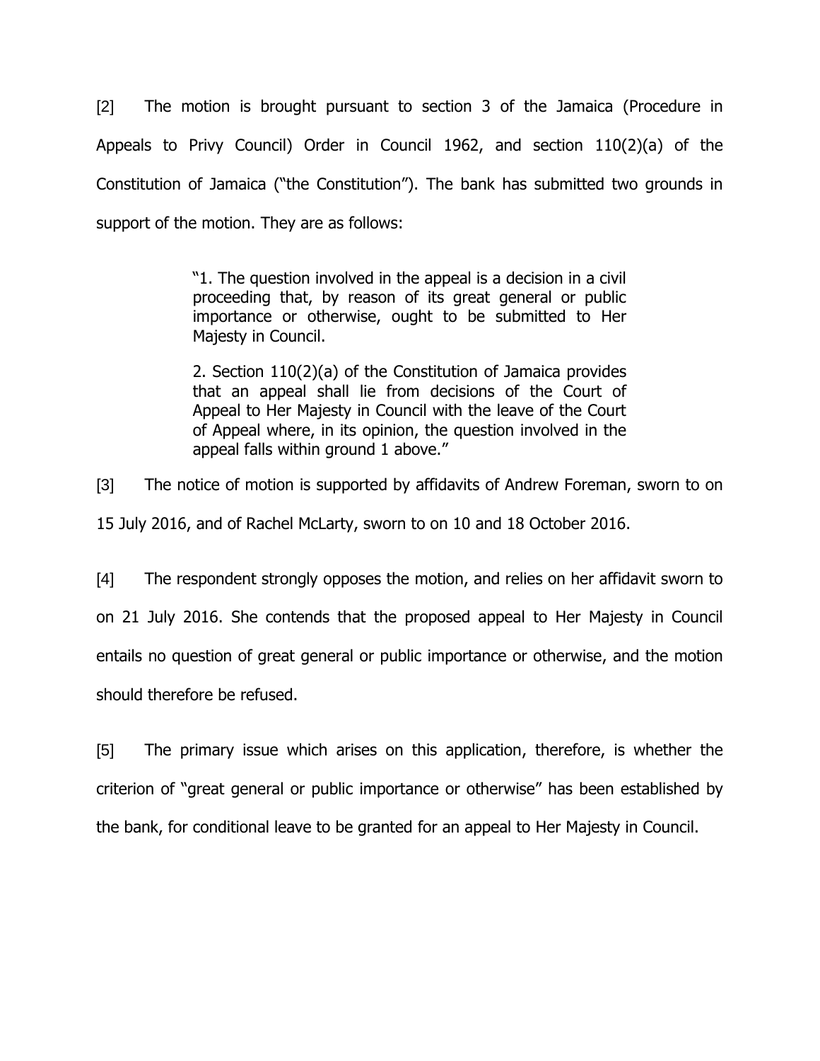[2] The motion is brought pursuant to section 3 of the Jamaica (Procedure in Appeals to Privy Council) Order in Council 1962, and section 110(2)(a) of the Constitution of Jamaica ("the Constitution"). The bank has submitted two grounds in support of the motion. They are as follows:

> "1. The question involved in the appeal is a decision in a civil proceeding that, by reason of its great general or public importance or otherwise, ought to be submitted to Her Majesty in Council.
>
> 2. Section 110(2)(a) of the Constitution of Jamaica provides that an appeal shall lie from decisions of the Court of Appeal to Her Majesty in Council with the leave of the Court of Appeal where, in its opinion, the question involved in the appeal falls within ground 1 above."

[3] The notice of motion is supported by affidavits of Andrew Foreman, sworn to on 15 July 2016, and of Rachel McLarty, sworn to on 10 and 18 October 2016.

[4] The respondent strongly opposes the motion, and relies on her affidavit sworn to on 21 July 2016. She contends that the proposed appeal to Her Majesty in Council entails no question of great general or public importance or otherwise, and the motion should therefore be refused.

[5] The primary issue which arises on this application, therefore, is whether the criterion of "great general or public importance or otherwise" has been established by the bank, for conditional leave to be granted for an appeal to Her Majesty in Council.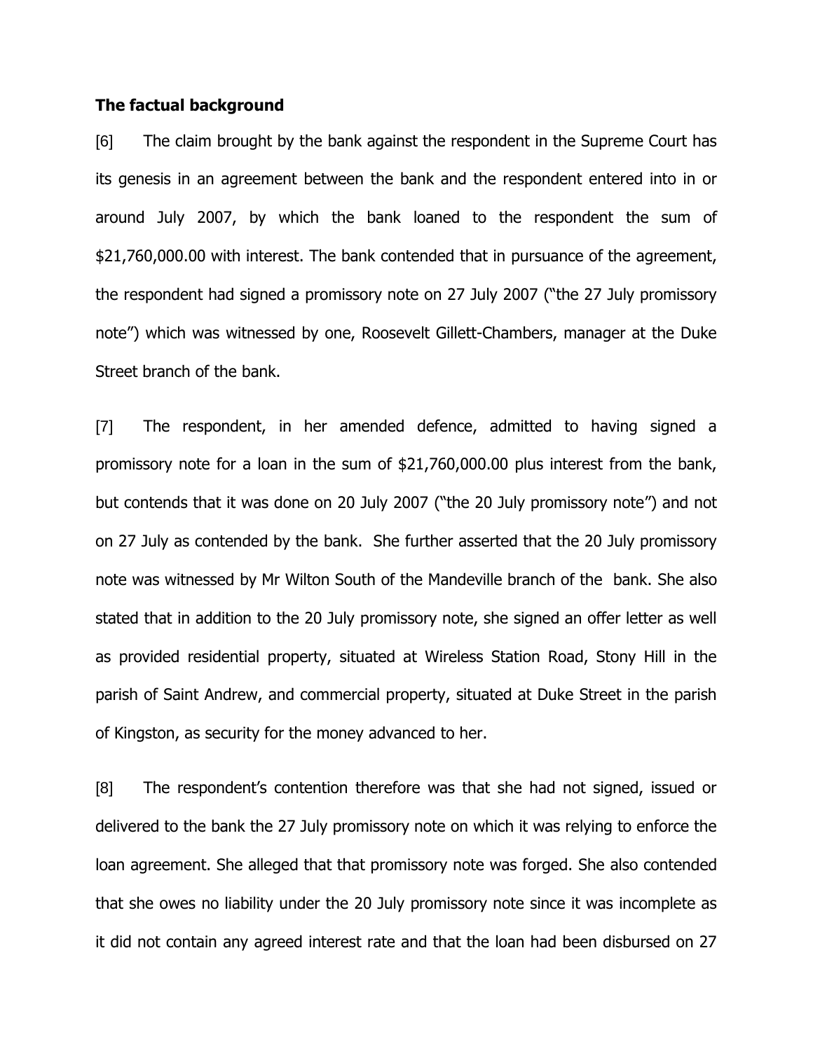**The factual background**

[6] The claim brought by the bank against the respondent in the Supreme Court has its genesis in an agreement between the bank and the respondent entered into in or around July 2007, by which the bank loaned to the respondent the sum of $21,760,000.00 with interest. The bank contended that in pursuance of the agreement, the respondent had signed a promissory note on 27 July 2007 ("the 27 July promissory note") which was witnessed by one, Roosevelt Gillett-Chambers, manager at the Duke Street branch of the bank.

[7] The respondent, in her amended defence, admitted to having signed a promissory note for a loan in the sum of $21,760,000.00 plus interest from the bank, but contends that it was done on 20 July 2007 ("the 20 July promissory note") and not on 27 July as contended by the bank. She further asserted that the 20 July promissory note was witnessed by Mr Wilton South of the Mandeville branch of the bank. She also stated that in addition to the 20 July promissory note, she signed an offer letter as well as provided residential property, situated at Wireless Station Road, Stony Hill in the parish of Saint Andrew, and commercial property, situated at Duke Street in the parish of Kingston, as security for the money advanced to her.

[8] The respondent's contention therefore was that she had not signed, issued or delivered to the bank the 27 July promissory note on which it was relying to enforce the loan agreement. She alleged that that promissory note was forged. She also contended that she owes no liability under the 20 July promissory note since it was incomplete as it did not contain any agreed interest rate and that the loan had been disbursed on 27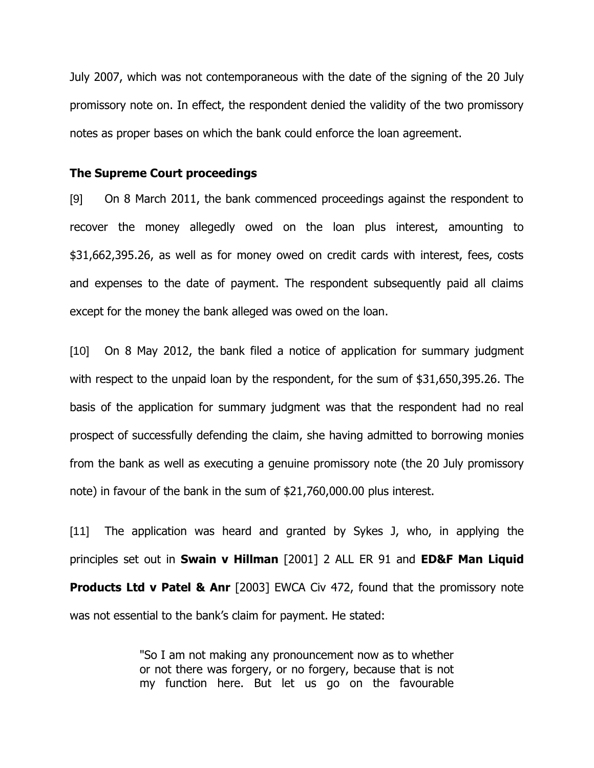July 2007, which was not contemporaneous with the date of the signing of the 20 July promissory note on. In effect, the respondent denied the validity of the two promissory notes as proper bases on which the bank could enforce the loan agreement.

**The Supreme Court proceedings**

[9] On 8 March 2011, the bank commenced proceedings against the respondent to recover the money allegedly owed on the loan plus interest, amounting to $31,662,395.26, as well as for money owed on credit cards with interest, fees, costs and expenses to the date of payment. The respondent subsequently paid all claims except for the money the bank alleged was owed on the loan.

[10] On 8 May 2012, the bank filed a notice of application for summary judgment with respect to the unpaid loan by the respondent, for the sum of $31,650,395.26. The basis of the application for summary judgment was that the respondent had no real prospect of successfully defending the claim, she having admitted to borrowing monies from the bank as well as executing a genuine promissory note (the 20 July promissory note) in favour of the bank in the sum of $21,760,000.00 plus interest.

[11] The application was heard and granted by Sykes J, who, in applying the principles set out in **Swain v Hillman** [2001] 2 ALL ER 91 and **ED&F Man Liquid Products Ltd v Patel & Anr** [2003] EWCA Civ 472, found that the promissory note was not essential to the bank's claim for payment. He stated:

> "So I am not making any pronouncement now as to whether or not there was forgery, or no forgery, because that is not my function here. But let us go on the favourable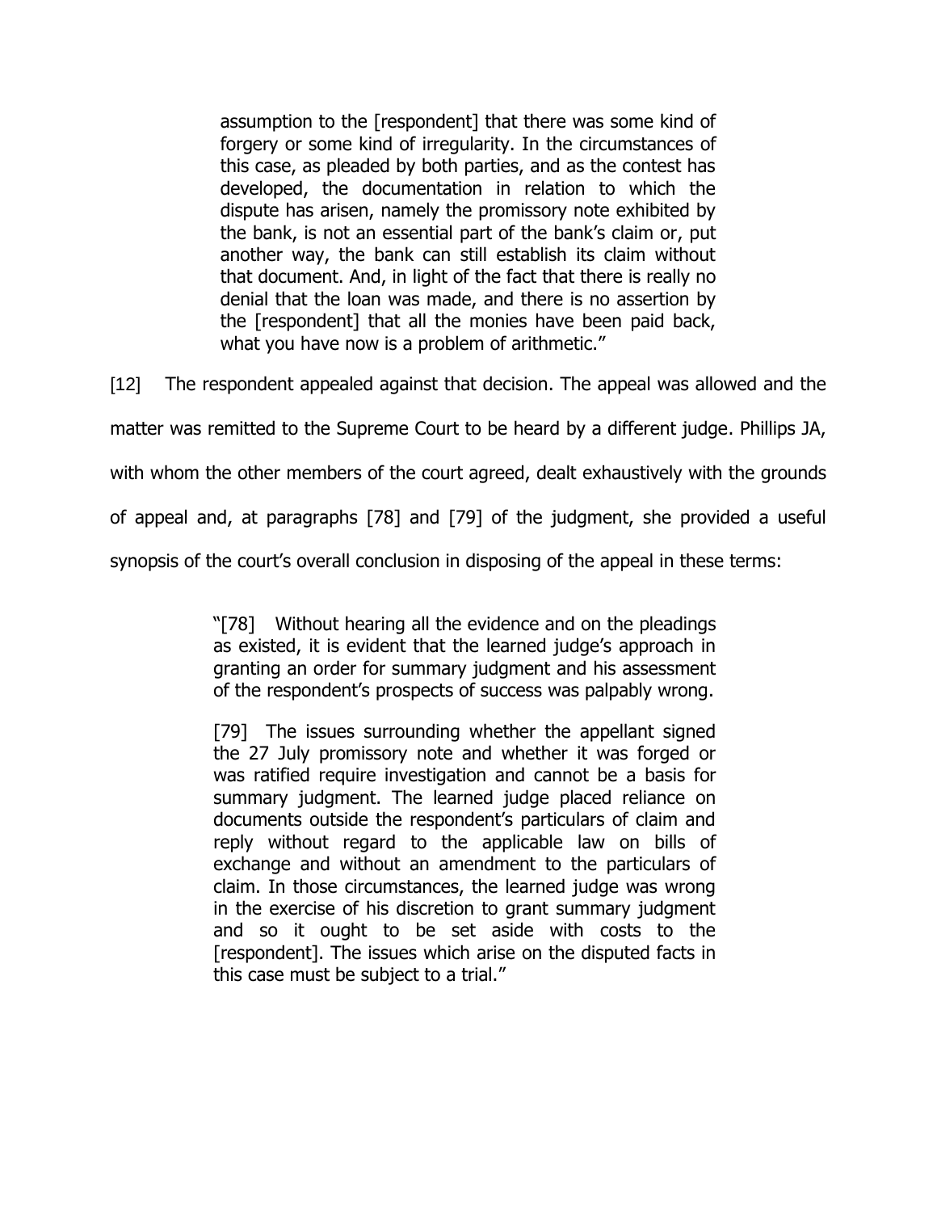> assumption to the [respondent] that there was some kind of forgery or some kind of irregularity. In the circumstances of this case, as pleaded by both parties, and as the contest has developed, the documentation in relation to which the dispute has arisen, namely the promissory note exhibited by the bank, is not an essential part of the bank's claim or, put another way, the bank can still establish its claim without that document. And, in light of the fact that there is really no denial that the loan was made, and there is no assertion by the [respondent] that all the monies have been paid back, what you have now is a problem of arithmetic."

[12] The respondent appealed against that decision. The appeal was allowed and the matter was remitted to the Supreme Court to be heard by a different judge. Phillips JA, with whom the other members of the court agreed, dealt exhaustively with the grounds of appeal and, at paragraphs [78] and [79] of the judgment, she provided a useful synopsis of the court's overall conclusion in disposing of the appeal in these terms:

> "[78] Without hearing all the evidence and on the pleadings as existed, it is evident that the learned judge's approach in granting an order for summary judgment and his assessment of the respondent's prospects of success was palpably wrong.
>
> [79] The issues surrounding whether the appellant signed the 27 July promissory note and whether it was forged or was ratified require investigation and cannot be a basis for summary judgment. The learned judge placed reliance on documents outside the respondent's particulars of claim and reply without regard to the applicable law on bills of exchange and without an amendment to the particulars of claim. In those circumstances, the learned judge was wrong in the exercise of his discretion to grant summary judgment and so it ought to be set aside with costs to the [respondent]. The issues which arise on the disputed facts in this case must be subject to a trial."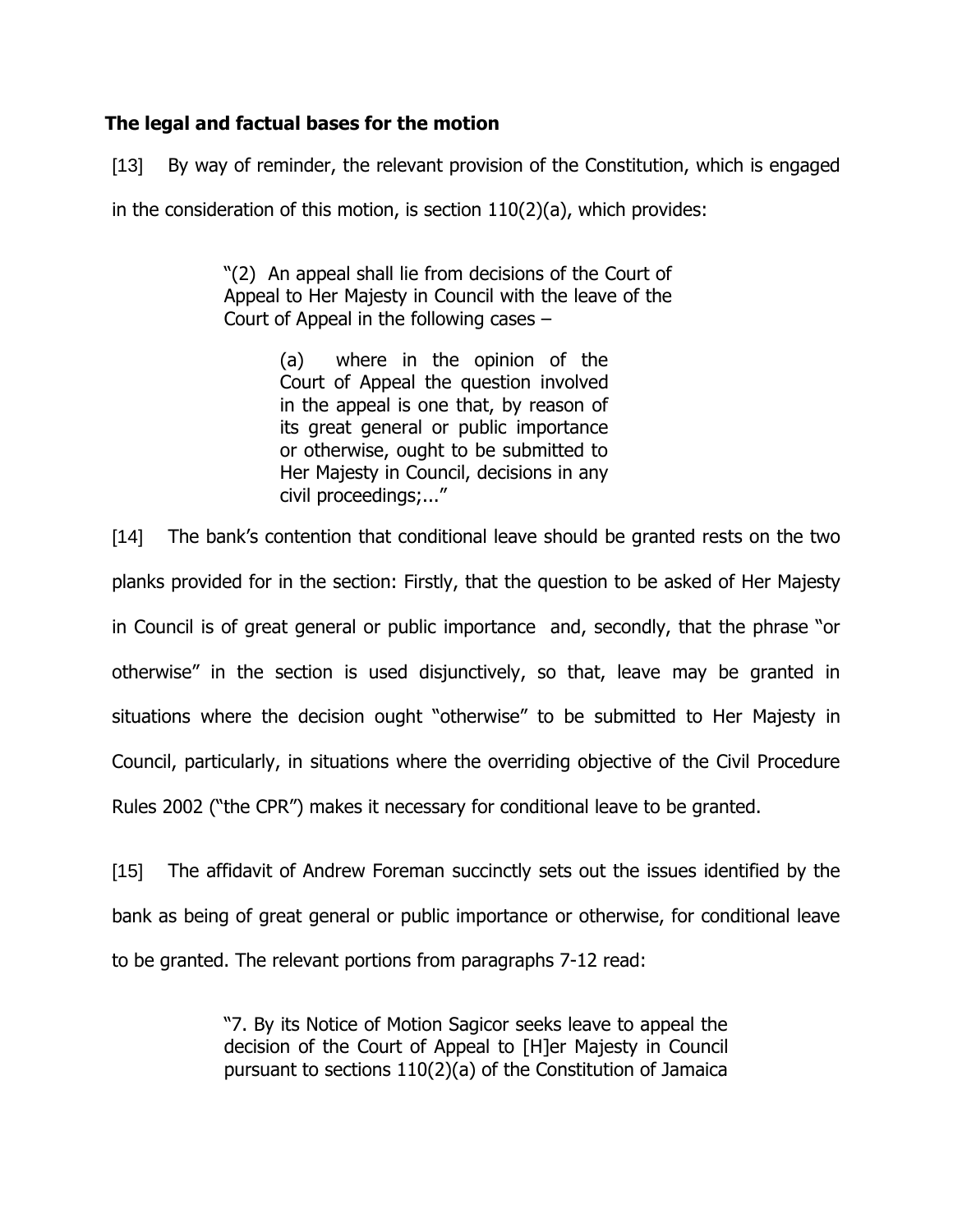**The legal and factual bases for the motion**

[13] By way of reminder, the relevant provision of the Constitution, which is engaged in the consideration of this motion, is section 110(2)(a), which provides:

> "(2) An appeal shall lie from decisions of the Court of Appeal to Her Majesty in Council with the leave of the Court of Appeal in the following cases –
>
> > (a) where in the opinion of the Court of Appeal the question involved in the appeal is one that, by reason of its great general or public importance or otherwise, ought to be submitted to Her Majesty in Council, decisions in any civil proceedings;..."

[14] The bank's contention that conditional leave should be granted rests on the two planks provided for in the section: Firstly, that the question to be asked of Her Majesty in Council is of great general or public importance and, secondly, that the phrase "or otherwise" in the section is used disjunctively, so that, leave may be granted in situations where the decision ought "otherwise" to be submitted to Her Majesty in Council, particularly, in situations where the overriding objective of the Civil Procedure Rules 2002 ("the CPR") makes it necessary for conditional leave to be granted.

[15] The affidavit of Andrew Foreman succinctly sets out the issues identified by the bank as being of great general or public importance or otherwise, for conditional leave to be granted. The relevant portions from paragraphs 7-12 read:

> "7. By its Notice of Motion Sagicor seeks leave to appeal the decision of the Court of Appeal to [H]er Majesty in Council pursuant to sections 110(2)(a) of the Constitution of Jamaica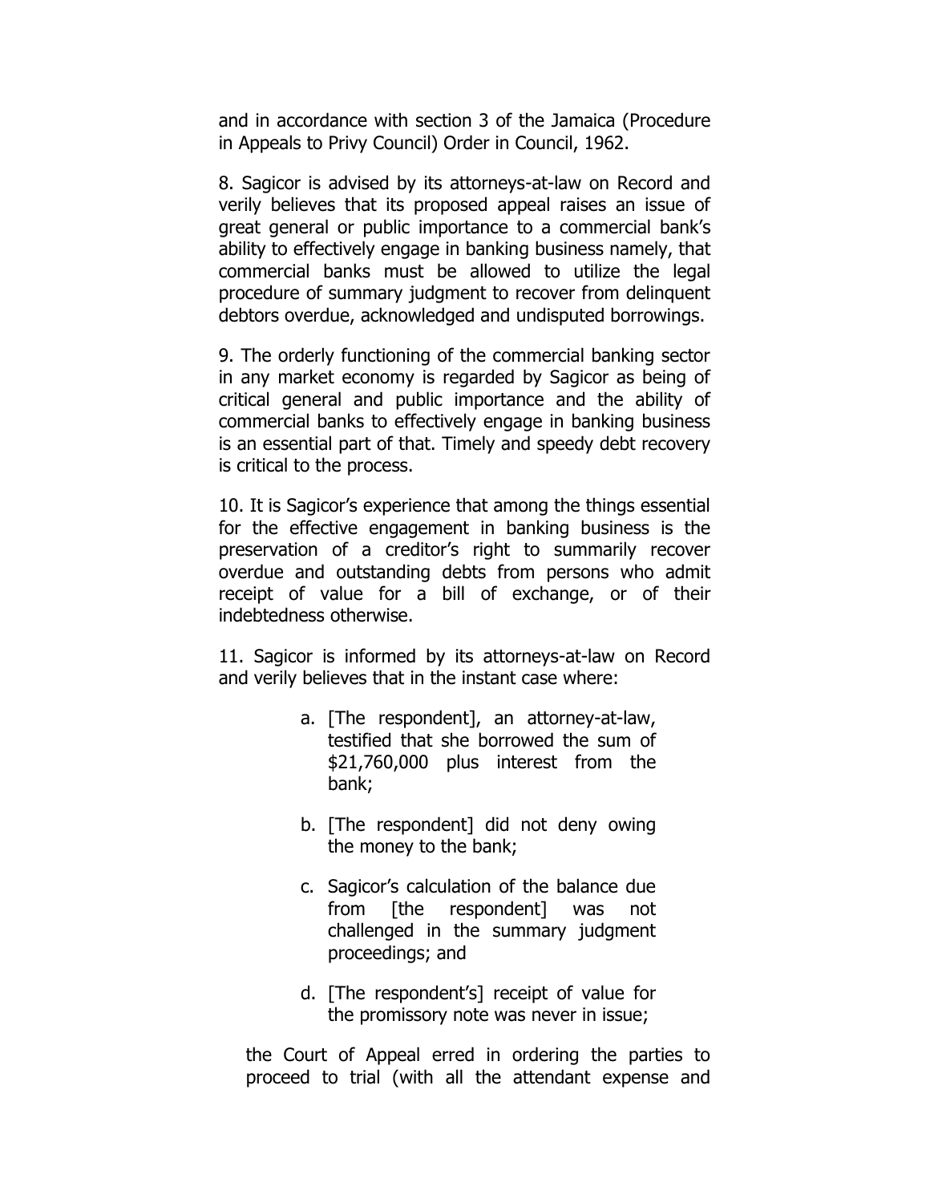and in accordance with section 3 of the Jamaica (Procedure in Appeals to Privy Council) Order in Council, 1962.

8. Sagicor is advised by its attorneys-at-law on Record and verily believes that its proposed appeal raises an issue of great general or public importance to a commercial bank's ability to effectively engage in banking business namely, that commercial banks must be allowed to utilize the legal procedure of summary judgment to recover from delinquent debtors overdue, acknowledged and undisputed borrowings.

9. The orderly functioning of the commercial banking sector in any market economy is regarded by Sagicor as being of critical general and public importance and the ability of commercial banks to effectively engage in banking business is an essential part of that. Timely and speedy debt recovery is critical to the process.

10. It is Sagicor's experience that among the things essential for the effective engagement in banking business is the preservation of a creditor's right to summarily recover overdue and outstanding debts from persons who admit receipt of value for a bill of exchange, or of their indebtedness otherwise.

11. Sagicor is informed by its attorneys-at-law on Record and verily believes that in the instant case where:

a. [The respondent], an attorney-at-law, testified that she borrowed the sum of $21,760,000 plus interest from the bank;

b. [The respondent] did not deny owing the money to the bank;

c. Sagicor's calculation of the balance due from [the respondent] was not challenged in the summary judgment proceedings; and

d. [The respondent's] receipt of value for the promissory note was never in issue;

the Court of Appeal erred in ordering the parties to proceed to trial (with all the attendant expense and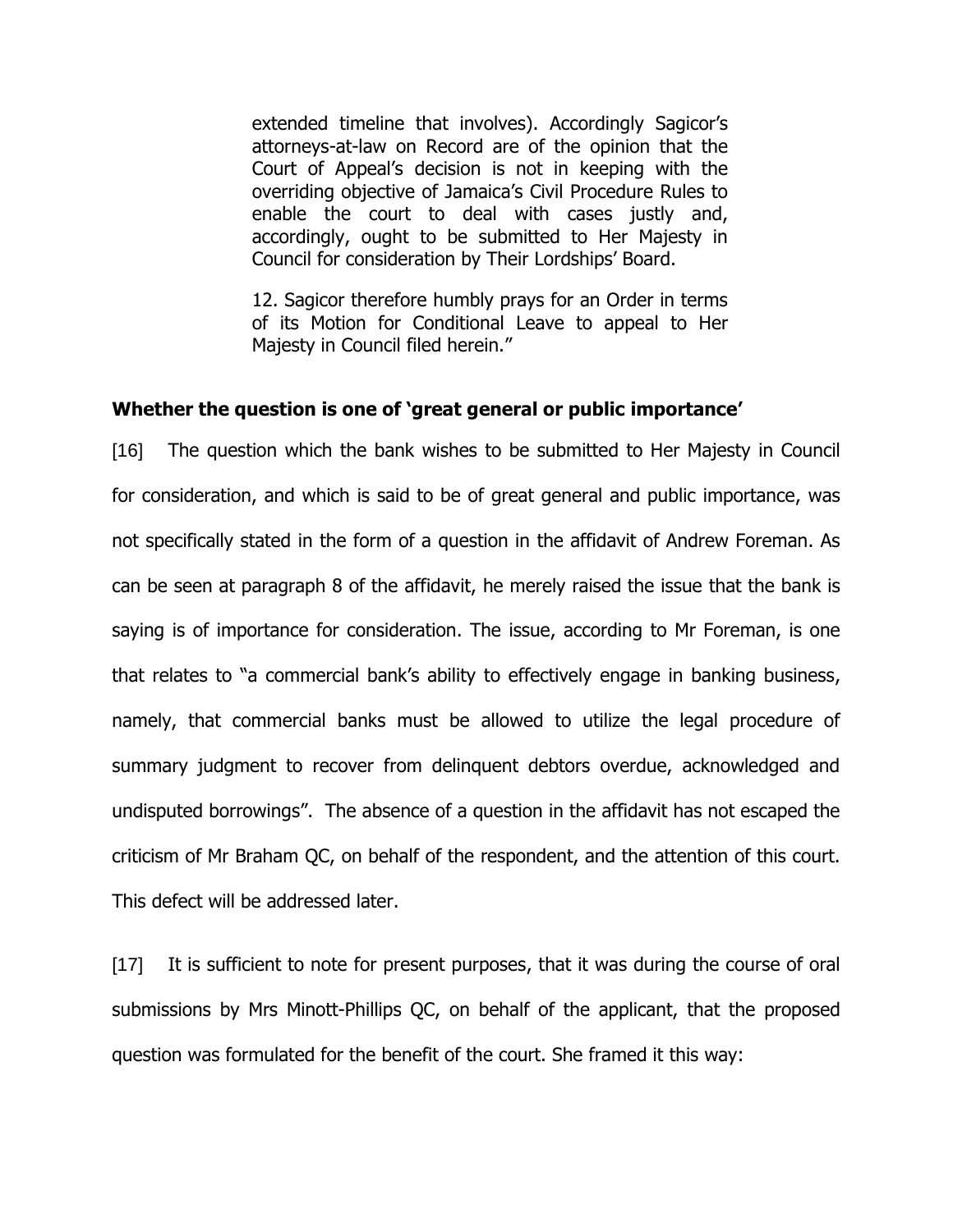> extended timeline that involves). Accordingly Sagicor's attorneys-at-law on Record are of the opinion that the Court of Appeal's decision is not in keeping with the overriding objective of Jamaica's Civil Procedure Rules to enable the court to deal with cases justly and, accordingly, ought to be submitted to Her Majesty in Council for consideration by Their Lordships' Board.
>
> 12. Sagicor therefore humbly prays for an Order in terms of its Motion for Conditional Leave to appeal to Her Majesty in Council filed herein."

**Whether the question is one of 'great general or public importance'**

[16] The question which the bank wishes to be submitted to Her Majesty in Council for consideration, and which is said to be of great general and public importance, was not specifically stated in the form of a question in the affidavit of Andrew Foreman. As can be seen at paragraph 8 of the affidavit, he merely raised the issue that the bank is saying is of importance for consideration. The issue, according to Mr Foreman, is one that relates to "a commercial bank's ability to effectively engage in banking business, namely, that commercial banks must be allowed to utilize the legal procedure of summary judgment to recover from delinquent debtors overdue, acknowledged and undisputed borrowings". The absence of a question in the affidavit has not escaped the criticism of Mr Braham QC, on behalf of the respondent, and the attention of this court. This defect will be addressed later.

[17] It is sufficient to note for present purposes, that it was during the course of oral submissions by Mrs Minott-Phillips QC, on behalf of the applicant, that the proposed question was formulated for the benefit of the court. She framed it this way: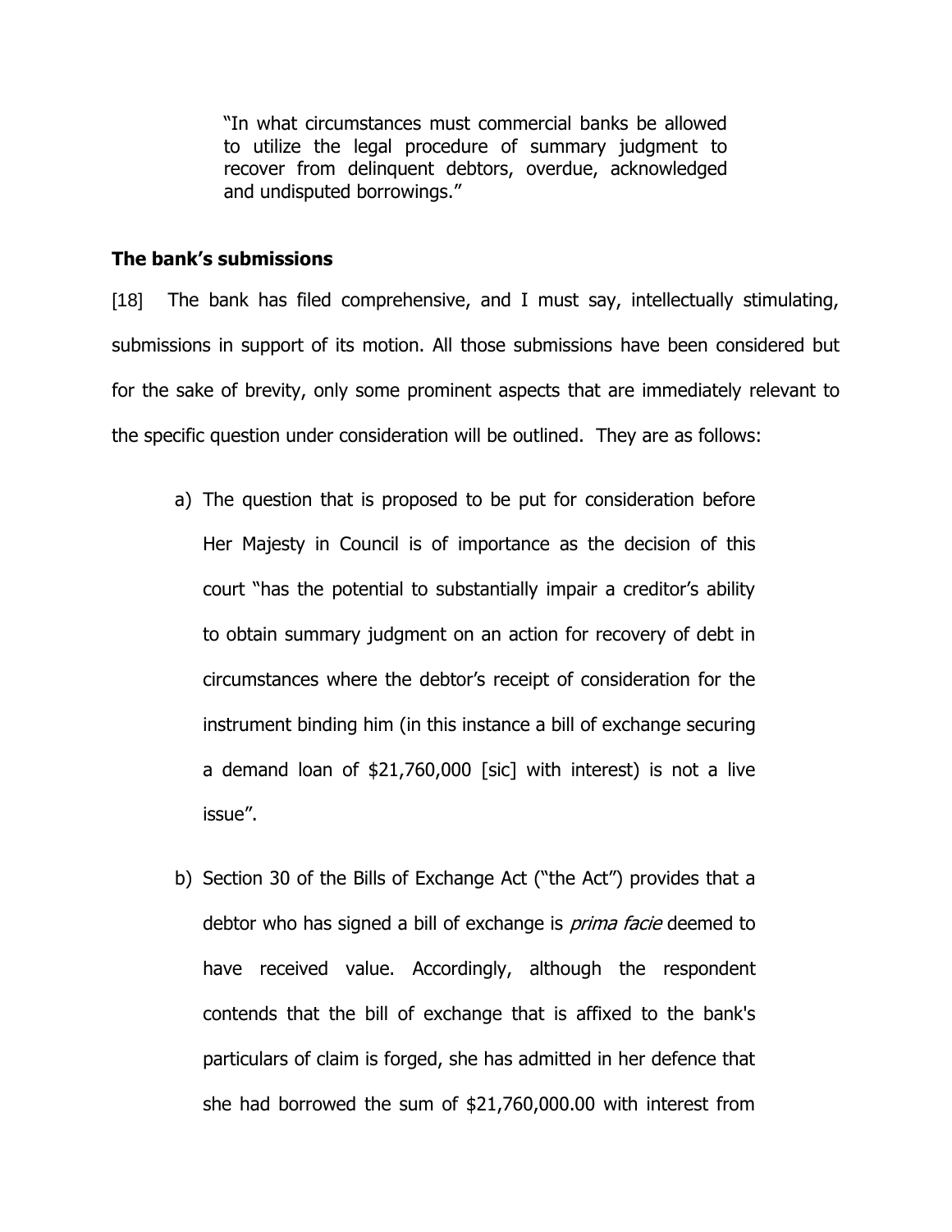> "In what circumstances must commercial banks be allowed to utilize the legal procedure of summary judgment to recover from delinquent debtors, overdue, acknowledged and undisputed borrowings."

### The bank's submissions

[18] The bank has filed comprehensive, and I must say, intellectually stimulating, submissions in support of its motion. All those submissions have been considered but for the sake of brevity, only some prominent aspects that are immediately relevant to the specific question under consideration will be outlined. They are as follows:

a) The question that is proposed to be put for consideration before Her Majesty in Council is of importance as the decision of this court "has the potential to substantially impair a creditor's ability to obtain summary judgment on an action for recovery of debt in circumstances where the debtor's receipt of consideration for the instrument binding him (in this instance a bill of exchange securing a demand loan of $21,760,000 [sic] with interest) is not a live issue".

b) Section 30 of the Bills of Exchange Act ("the Act") provides that a debtor who has signed a bill of exchange is *prima facie* deemed to have received value. Accordingly, although the respondent contends that the bill of exchange that is affixed to the bank's particulars of claim is forged, she has admitted in her defence that she had borrowed the sum of $21,760,000.00 with interest from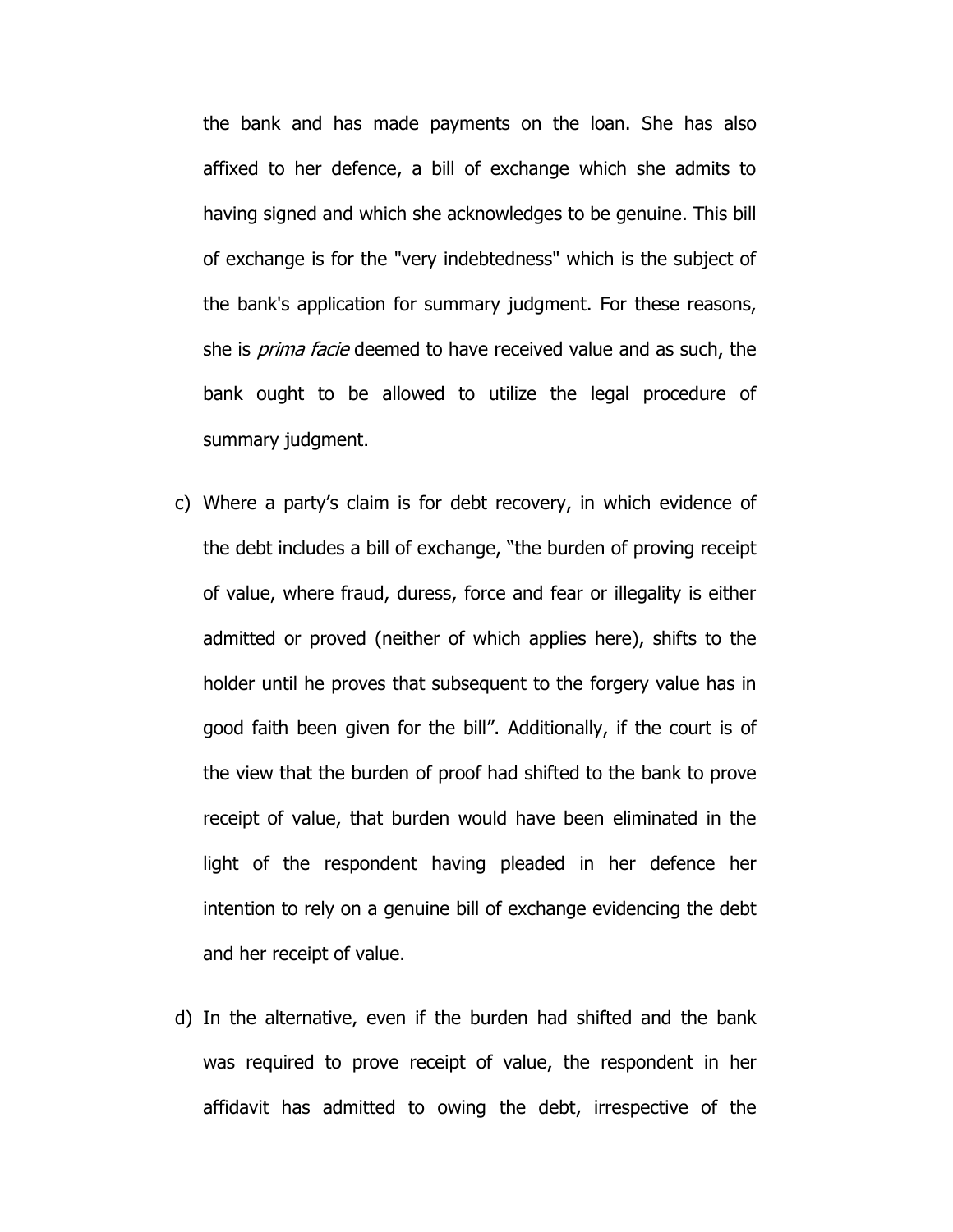the bank and has made payments on the loan. She has also affixed to her defence, a bill of exchange which she admits to having signed and which she acknowledges to be genuine. This bill of exchange is for the "very indebtedness" which is the subject of the bank's application for summary judgment. For these reasons, she is *prima facie* deemed to have received value and as such, the bank ought to be allowed to utilize the legal procedure of summary judgment.

c) Where a party's claim is for debt recovery, in which evidence of the debt includes a bill of exchange, "the burden of proving receipt of value, where fraud, duress, force and fear or illegality is either admitted or proved (neither of which applies here), shifts to the holder until he proves that subsequent to the forgery value has in good faith been given for the bill". Additionally, if the court is of the view that the burden of proof had shifted to the bank to prove receipt of value, that burden would have been eliminated in the light of the respondent having pleaded in her defence her intention to rely on a genuine bill of exchange evidencing the debt and her receipt of value.

d) In the alternative, even if the burden had shifted and the bank was required to prove receipt of value, the respondent in her affidavit has admitted to owing the debt, irrespective of the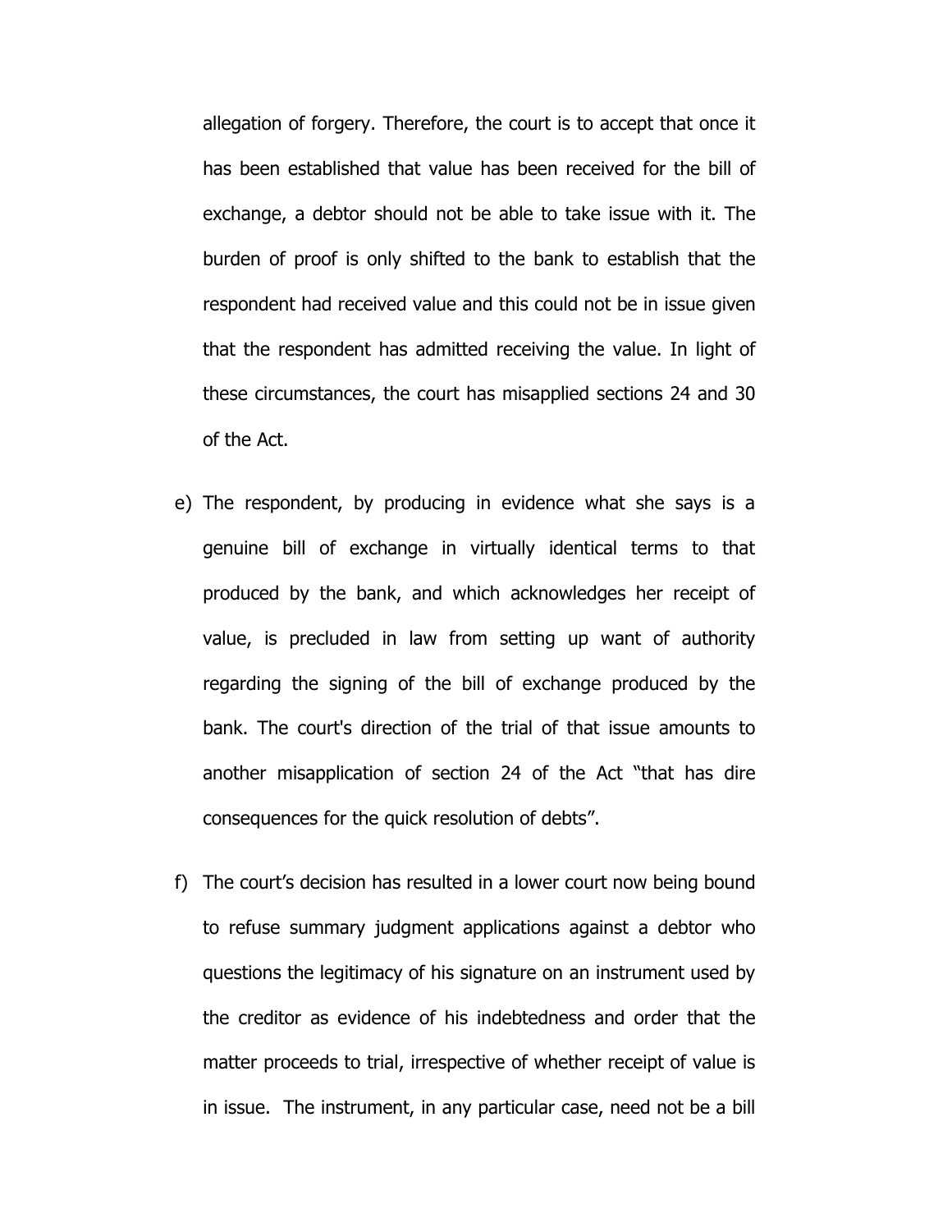allegation of forgery. Therefore, the court is to accept that once it has been established that value has been received for the bill of exchange, a debtor should not be able to take issue with it. The burden of proof is only shifted to the bank to establish that the respondent had received value and this could not be in issue given that the respondent has admitted receiving the value. In light of these circumstances, the court has misapplied sections 24 and 30 of the Act.

e) The respondent, by producing in evidence what she says is a genuine bill of exchange in virtually identical terms to that produced by the bank, and which acknowledges her receipt of value, is precluded in law from setting up want of authority regarding the signing of the bill of exchange produced by the bank. The court's direction of the trial of that issue amounts to another misapplication of section 24 of the Act "that has dire consequences for the quick resolution of debts".

f) The court's decision has resulted in a lower court now being bound to refuse summary judgment applications against a debtor who questions the legitimacy of his signature on an instrument used by the creditor as evidence of his indebtedness and order that the matter proceeds to trial, irrespective of whether receipt of value is in issue. The instrument, in any particular case, need not be a bill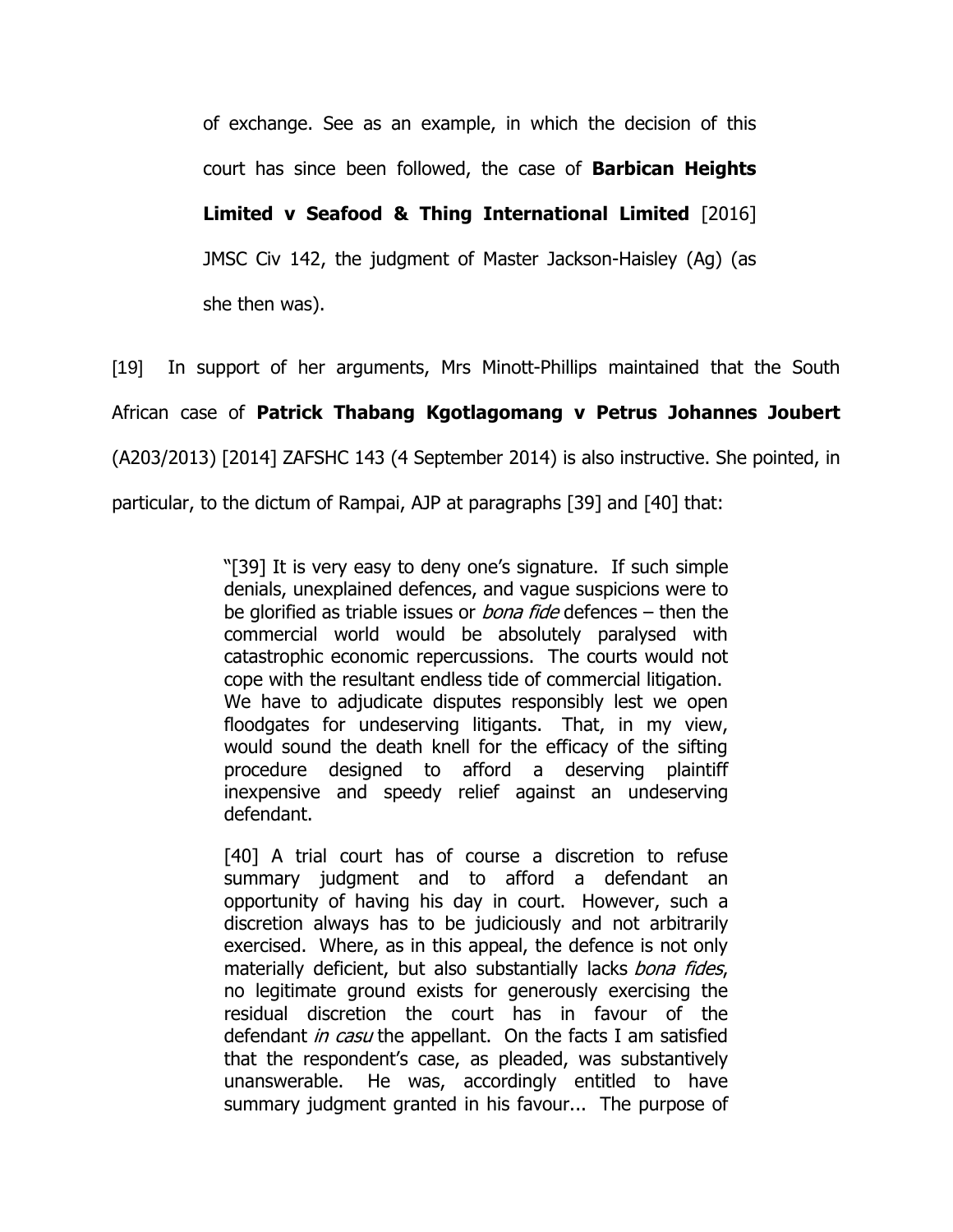of exchange. See as an example, in which the decision of this court has since been followed, the case of **Barbican Heights Limited v Seafood & Thing International Limited** [2016] JMSC Civ 142, the judgment of Master Jackson-Haisley (Ag) (as she then was).

[19] In support of her arguments, Mrs Minott-Phillips maintained that the South African case of **Patrick Thabang Kgotlagomang v Petrus Johannes Joubert** (A203/2013) [2014] ZAFSHC 143 (4 September 2014) is also instructive. She pointed, in particular, to the dictum of Rampai, AJP at paragraphs [39] and [40] that:

> "[39] It is very easy to deny one's signature. If such simple denials, unexplained defences, and vague suspicions were to be glorified as triable issues or *bona fide* defences – then the commercial world would be absolutely paralysed with catastrophic economic repercussions. The courts would not cope with the resultant endless tide of commercial litigation. We have to adjudicate disputes responsibly lest we open floodgates for undeserving litigants. That, in my view, would sound the death knell for the efficacy of the sifting procedure designed to afford a deserving plaintiff inexpensive and speedy relief against an undeserving defendant.
>
> [40] A trial court has of course a discretion to refuse summary judgment and to afford a defendant an opportunity of having his day in court. However, such a discretion always has to be judiciously and not arbitrarily exercised. Where, as in this appeal, the defence is not only materially deficient, but also substantially lacks *bona fides*, no legitimate ground exists for generously exercising the residual discretion the court has in favour of the defendant *in casu* the appellant. On the facts I am satisfied that the respondent's case, as pleaded, was substantively unanswerable. He was, accordingly entitled to have summary judgment granted in his favour... The purpose of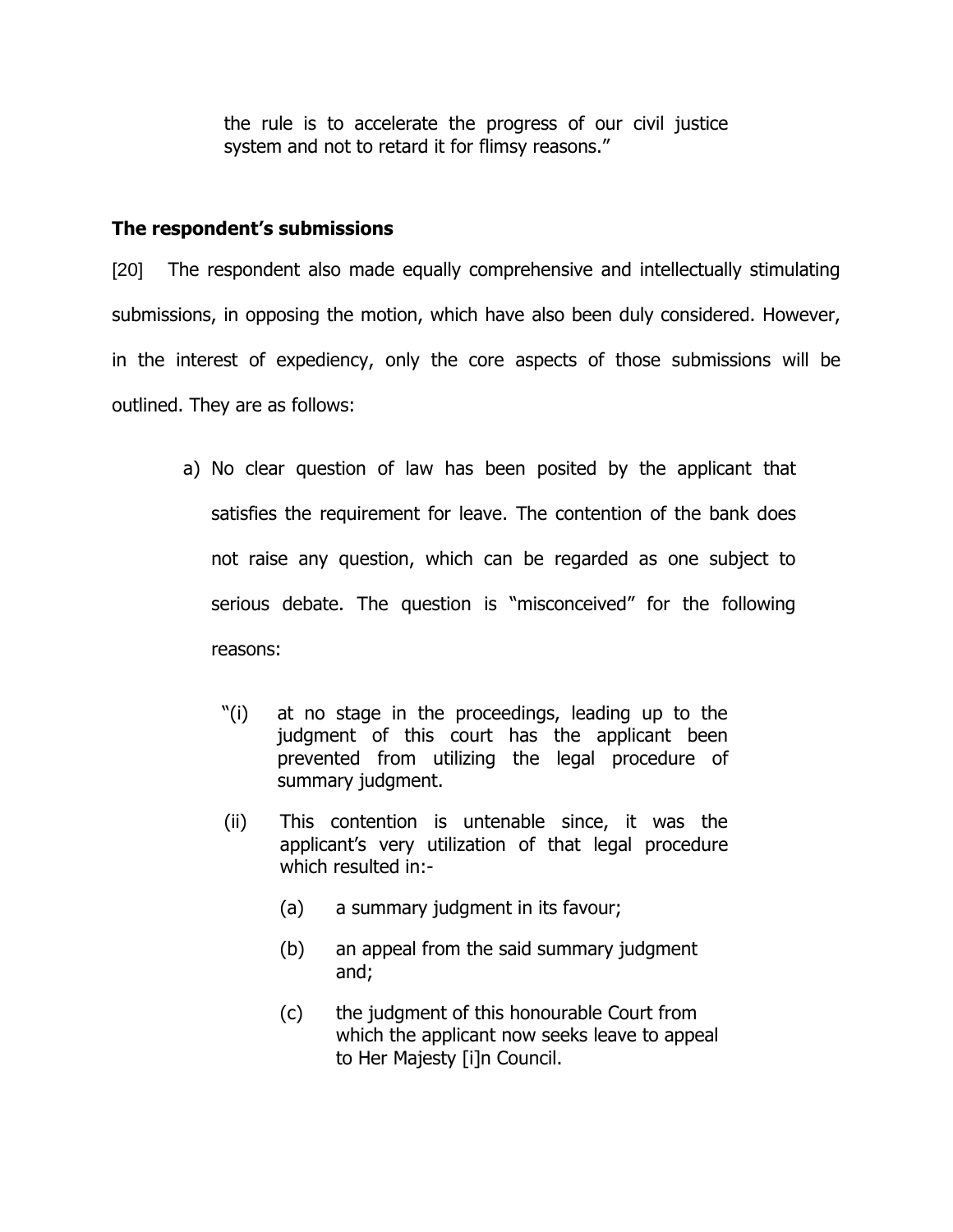> the rule is to accelerate the progress of our civil justice system and not to retard it for flimsy reasons."

**The respondent's submissions**

[20] The respondent also made equally comprehensive and intellectually stimulating submissions, in opposing the motion, which have also been duly considered. However, in the interest of expediency, only the core aspects of those submissions will be outlined. They are as follows:

a) No clear question of law has been posited by the applicant that satisfies the requirement for leave. The contention of the bank does not raise any question, which can be regarded as one subject to serious debate. The question is "misconceived" for the following reasons:

> "(i) at no stage in the proceedings, leading up to the judgment of this court has the applicant been prevented from utilizing the legal procedure of summary judgment.
>
> (ii) This contention is untenable since, it was the applicant's very utilization of that legal procedure which resulted in:-
>
> (a) a summary judgment in its favour;
>
> (b) an appeal from the said summary judgment and;
>
> (c) the judgment of this honourable Court from which the applicant now seeks leave to appeal to Her Majesty [i]n Council.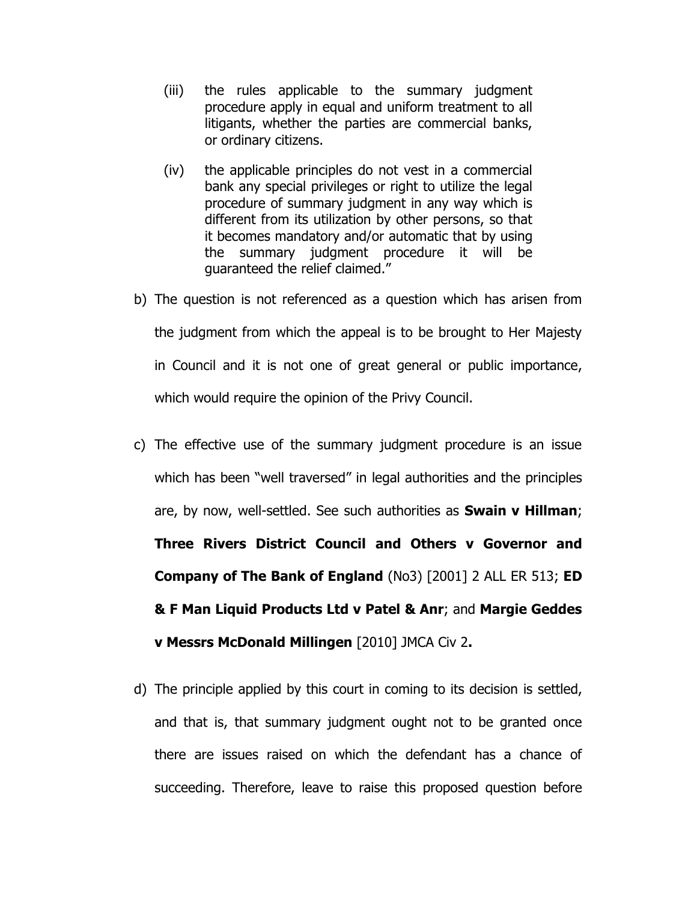(iii) the rules applicable to the summary judgment procedure apply in equal and uniform treatment to all litigants, whether the parties are commercial banks, or ordinary citizens.

(iv) the applicable principles do not vest in a commercial bank any special privileges or right to utilize the legal procedure of summary judgment in any way which is different from its utilization by other persons, so that it becomes mandatory and/or automatic that by using the summary judgment procedure it will be guaranteed the relief claimed."

b) The question is not referenced as a question which has arisen from the judgment from which the appeal is to be brought to Her Majesty in Council and it is not one of great general or public importance, which would require the opinion of the Privy Council.

c) The effective use of the summary judgment procedure is an issue which has been "well traversed" in legal authorities and the principles are, by now, well-settled. See such authorities as **Swain v Hillman**; **Three Rivers District Council and Others v Governor and Company of The Bank of England** (No3) [2001] 2 ALL ER 513; **ED & F Man Liquid Products Ltd v Patel & Anr**; and **Margie Geddes v Messrs McDonald Millingen** [2010] JMCA Civ 2**.**

d) The principle applied by this court in coming to its decision is settled, and that is, that summary judgment ought not to be granted once there are issues raised on which the defendant has a chance of succeeding. Therefore, leave to raise this proposed question before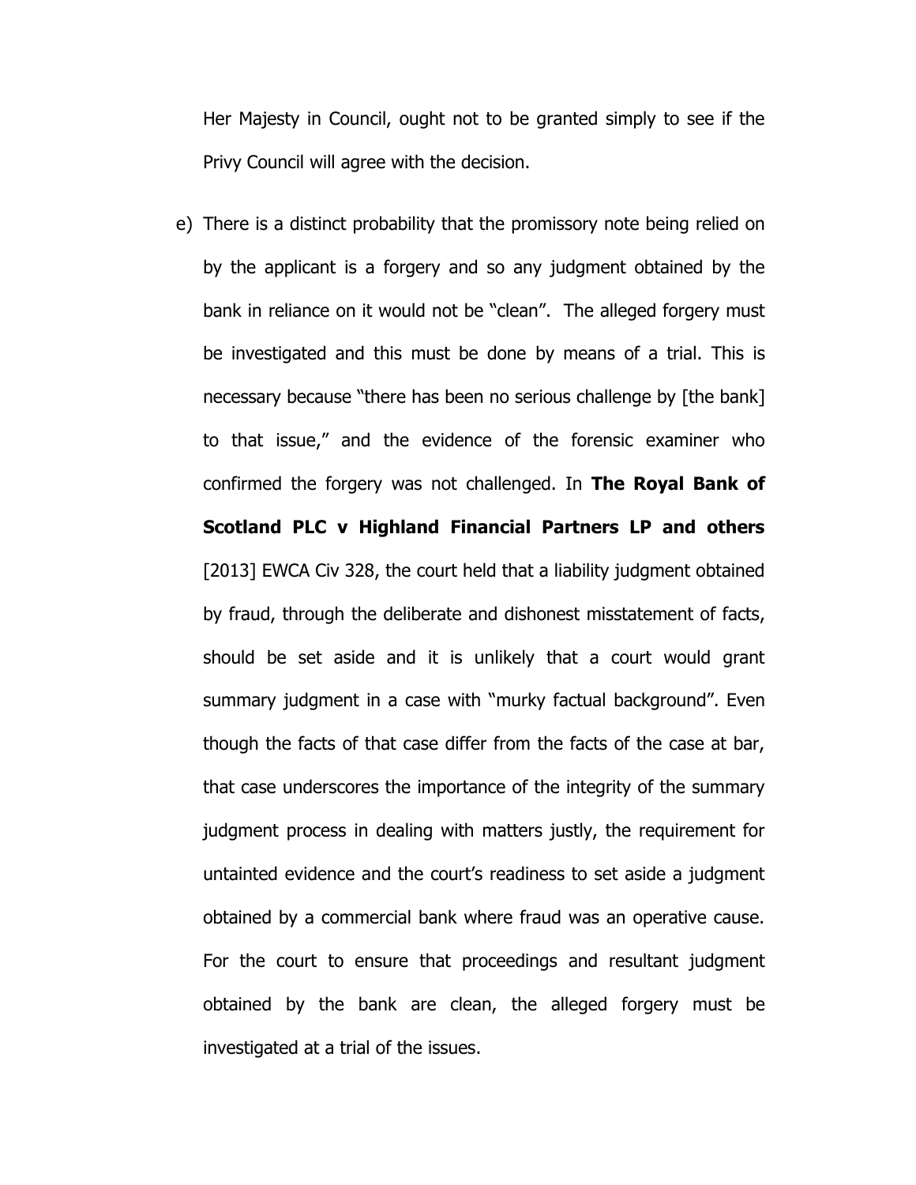Her Majesty in Council, ought not to be granted simply to see if the Privy Council will agree with the decision.

e) There is a distinct probability that the promissory note being relied on by the applicant is a forgery and so any judgment obtained by the bank in reliance on it would not be "clean". The alleged forgery must be investigated and this must be done by means of a trial. This is necessary because "there has been no serious challenge by [the bank] to that issue," and the evidence of the forensic examiner who confirmed the forgery was not challenged. In **The Royal Bank of Scotland PLC v Highland Financial Partners LP and others** [2013] EWCA Civ 328, the court held that a liability judgment obtained by fraud, through the deliberate and dishonest misstatement of facts, should be set aside and it is unlikely that a court would grant summary judgment in a case with "murky factual background". Even though the facts of that case differ from the facts of the case at bar, that case underscores the importance of the integrity of the summary judgment process in dealing with matters justly, the requirement for untainted evidence and the court's readiness to set aside a judgment obtained by a commercial bank where fraud was an operative cause. For the court to ensure that proceedings and resultant judgment obtained by the bank are clean, the alleged forgery must be investigated at a trial of the issues.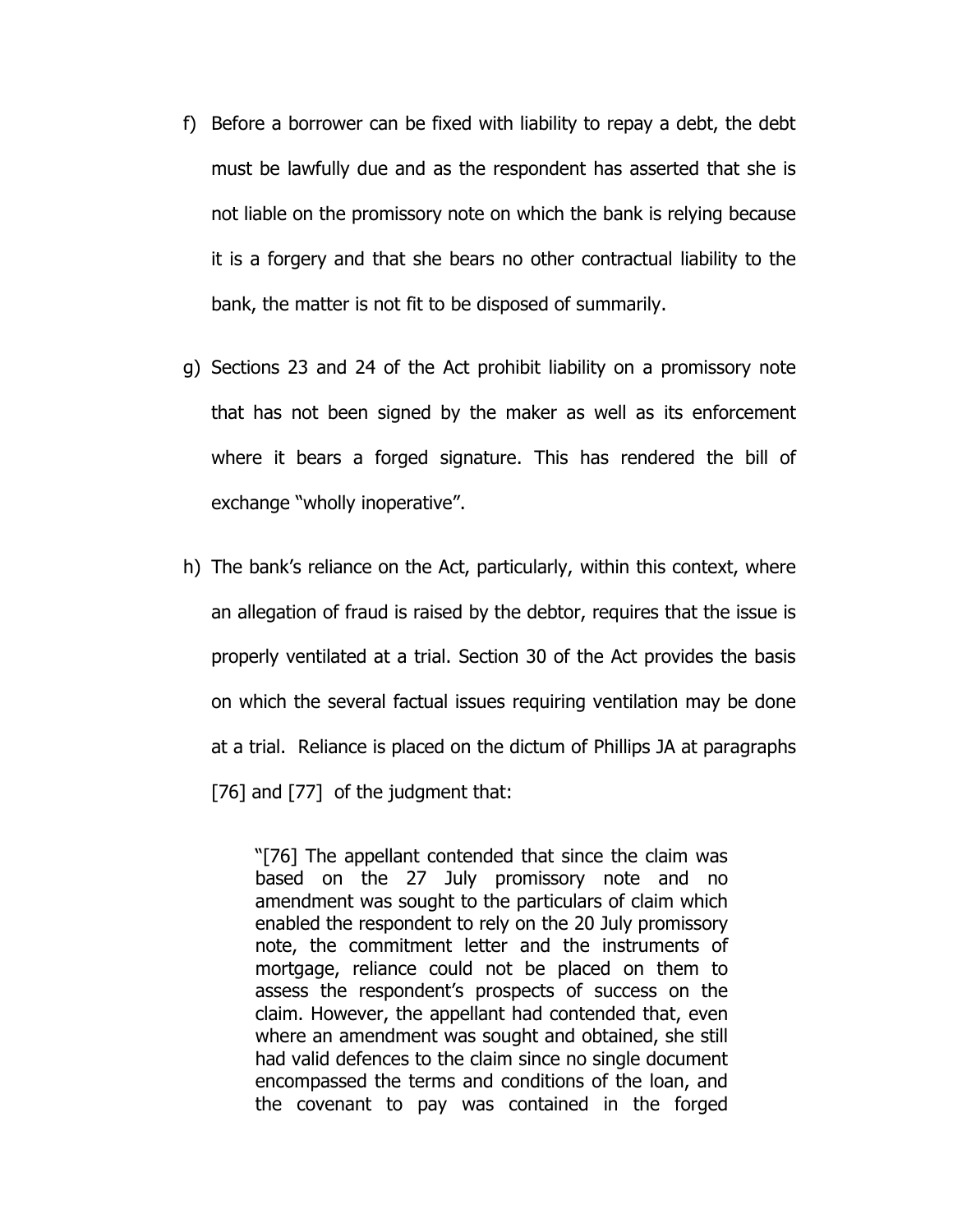f) Before a borrower can be fixed with liability to repay a debt, the debt must be lawfully due and as the respondent has asserted that she is not liable on the promissory note on which the bank is relying because it is a forgery and that she bears no other contractual liability to the bank, the matter is not fit to be disposed of summarily.

g) Sections 23 and 24 of the Act prohibit liability on a promissory note that has not been signed by the maker as well as its enforcement where it bears a forged signature. This has rendered the bill of exchange "wholly inoperative".

h) The bank's reliance on the Act, particularly, within this context, where an allegation of fraud is raised by the debtor, requires that the issue is properly ventilated at a trial. Section 30 of the Act provides the basis on which the several factual issues requiring ventilation may be done at a trial. Reliance is placed on the dictum of Phillips JA at paragraphs [76] and [77] of the judgment that:

> "[76] The appellant contended that since the claim was based on the 27 July promissory note and no amendment was sought to the particulars of claim which enabled the respondent to rely on the 20 July promissory note, the commitment letter and the instruments of mortgage, reliance could not be placed on them to assess the respondent's prospects of success on the claim. However, the appellant had contended that, even where an amendment was sought and obtained, she still had valid defences to the claim since no single document encompassed the terms and conditions of the loan, and the covenant to pay was contained in the forged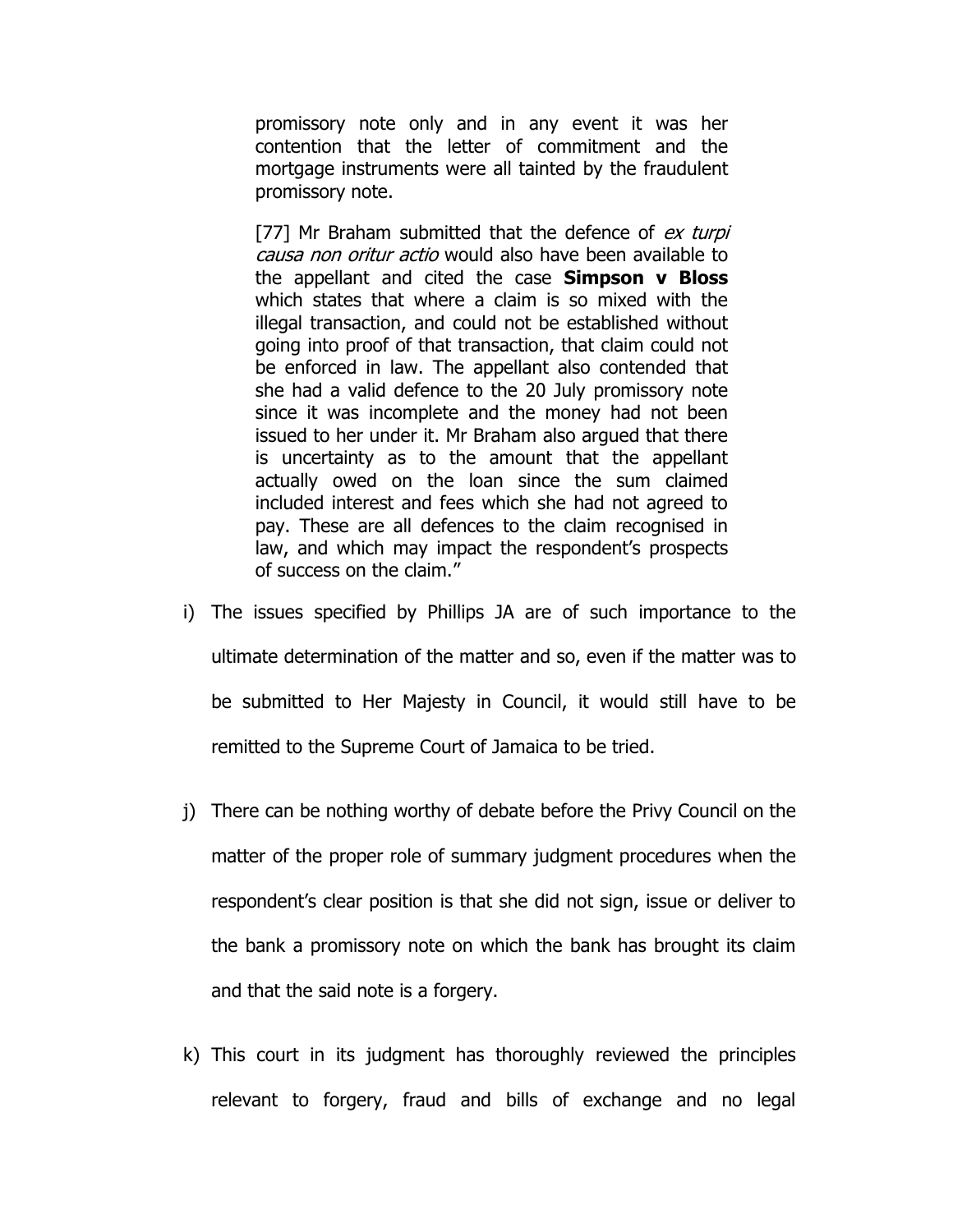promissory note only and in any event it was her contention that the letter of commitment and the mortgage instruments were all tainted by the fraudulent promissory note.

> [77] Mr Braham submitted that the defence of *ex turpi causa non oritur actio* would also have been available to the appellant and cited the case **Simpson v Bloss** which states that where a claim is so mixed with the illegal transaction, and could not be established without going into proof of that transaction, that claim could not be enforced in law. The appellant also contended that she had a valid defence to the 20 July promissory note since it was incomplete and the money had not been issued to her under it. Mr Braham also argued that there is uncertainty as to the amount that the appellant actually owed on the loan since the sum claimed included interest and fees which she had not agreed to pay. These are all defences to the claim recognised in law, and which may impact the respondent's prospects of success on the claim."

i) The issues specified by Phillips JA are of such importance to the ultimate determination of the matter and so, even if the matter was to be submitted to Her Majesty in Council, it would still have to be remitted to the Supreme Court of Jamaica to be tried.

j) There can be nothing worthy of debate before the Privy Council on the matter of the proper role of summary judgment procedures when the respondent's clear position is that she did not sign, issue or deliver to the bank a promissory note on which the bank has brought its claim and that the said note is a forgery.

k) This court in its judgment has thoroughly reviewed the principles relevant to forgery, fraud and bills of exchange and no legal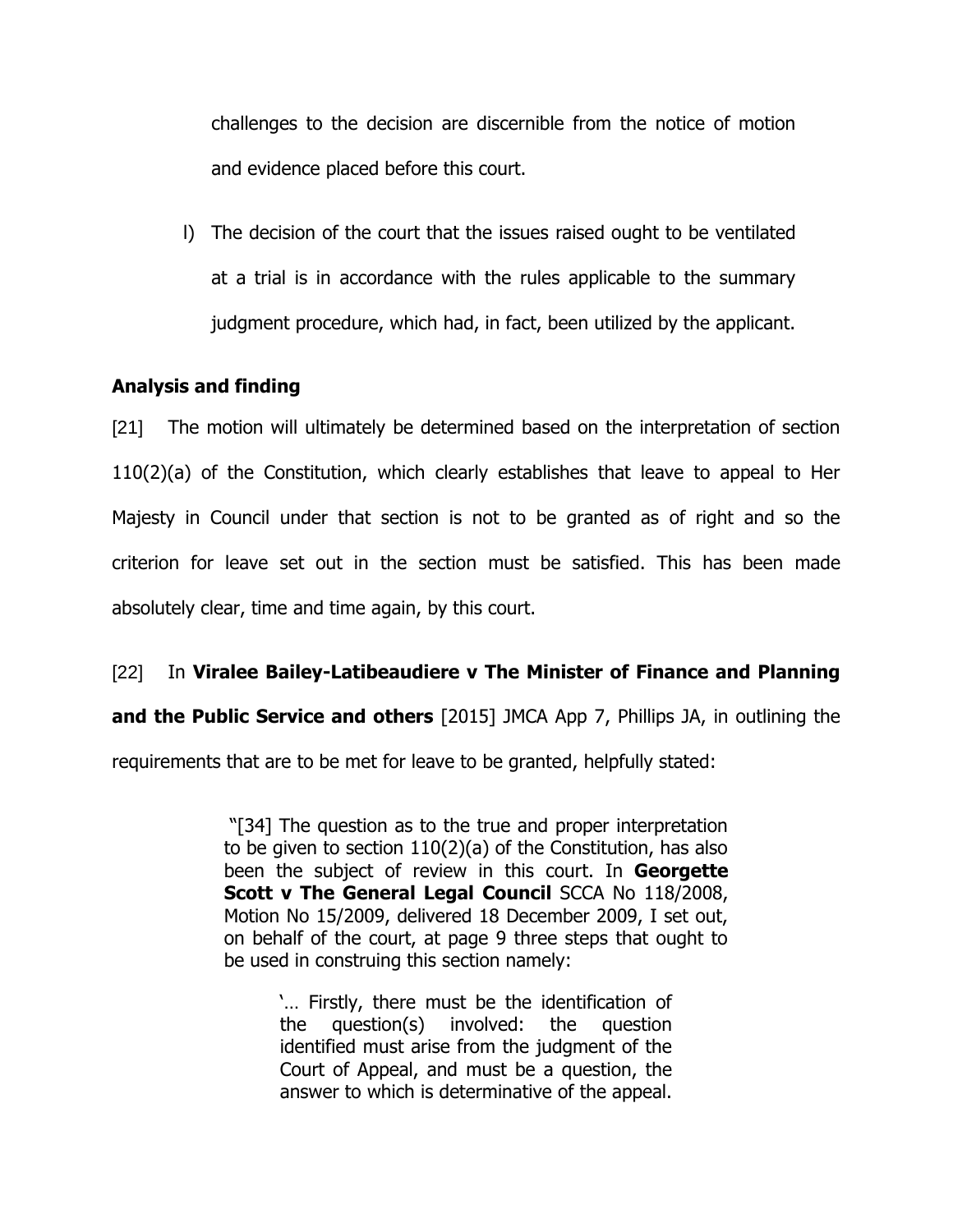challenges to the decision are discernible from the notice of motion and evidence placed before this court.

l) The decision of the court that the issues raised ought to be ventilated at a trial is in accordance with the rules applicable to the summary judgment procedure, which had, in fact, been utilized by the applicant.

## Analysis and finding

[21] The motion will ultimately be determined based on the interpretation of section 110(2)(a) of the Constitution, which clearly establishes that leave to appeal to Her Majesty in Council under that section is not to be granted as of right and so the criterion for leave set out in the section must be satisfied. This has been made absolutely clear, time and time again, by this court.

[22] In **Viralee Bailey-Latibeaudiere v The Minister of Finance and Planning and the Public Service and others** [2015] JMCA App 7, Phillips JA, in outlining the requirements that are to be met for leave to be granted, helpfully stated:

> "[34] The question as to the true and proper interpretation to be given to section 110(2)(a) of the Constitution, has also been the subject of review in this court. In **Georgette Scott v The General Legal Council** SCCA No 118/2008, Motion No 15/2009, delivered 18 December 2009, I set out, on behalf of the court, at page 9 three steps that ought to be used in construing this section namely:
>
> > '… Firstly, there must be the identification of the question(s) involved: the question identified must arise from the judgment of the Court of Appeal, and must be a question, the answer to which is determinative of the appeal.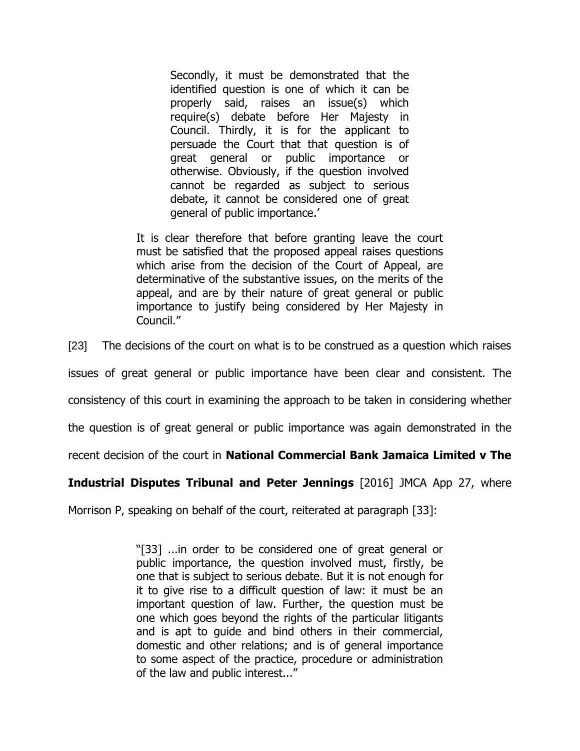> Secondly, it must be demonstrated that the identified question is one of which it can be properly said, raises an issue(s) which require(s) debate before Her Majesty in Council. Thirdly, it is for the applicant to persuade the Court that that question is of great general or public importance or otherwise. Obviously, if the question involved cannot be regarded as subject to serious debate, it cannot be considered one of great general of public importance.'
>
> It is clear therefore that before granting leave the court must be satisfied that the proposed appeal raises questions which arise from the decision of the Court of Appeal, are determinative of the substantive issues, on the merits of the appeal, and are by their nature of great general or public importance to justify being considered by Her Majesty in Council."

[23] The decisions of the court on what is to be construed as a question which raises issues of great general or public importance have been clear and consistent. The consistency of this court in examining the approach to be taken in considering whether the question is of great general or public importance was again demonstrated in the recent decision of the court in **National Commercial Bank Jamaica Limited v The Industrial Disputes Tribunal and Peter Jennings** [2016] JMCA App 27, where Morrison P, speaking on behalf of the court, reiterated at paragraph [33]:

> "[33] ...in order to be considered one of great general or public importance, the question involved must, firstly, be one that is subject to serious debate. But it is not enough for it to give rise to a difficult question of law: it must be an important question of law. Further, the question must be one which goes beyond the rights of the particular litigants and is apt to guide and bind others in their commercial, domestic and other relations; and is of general importance to some aspect of the practice, procedure or administration of the law and public interest..."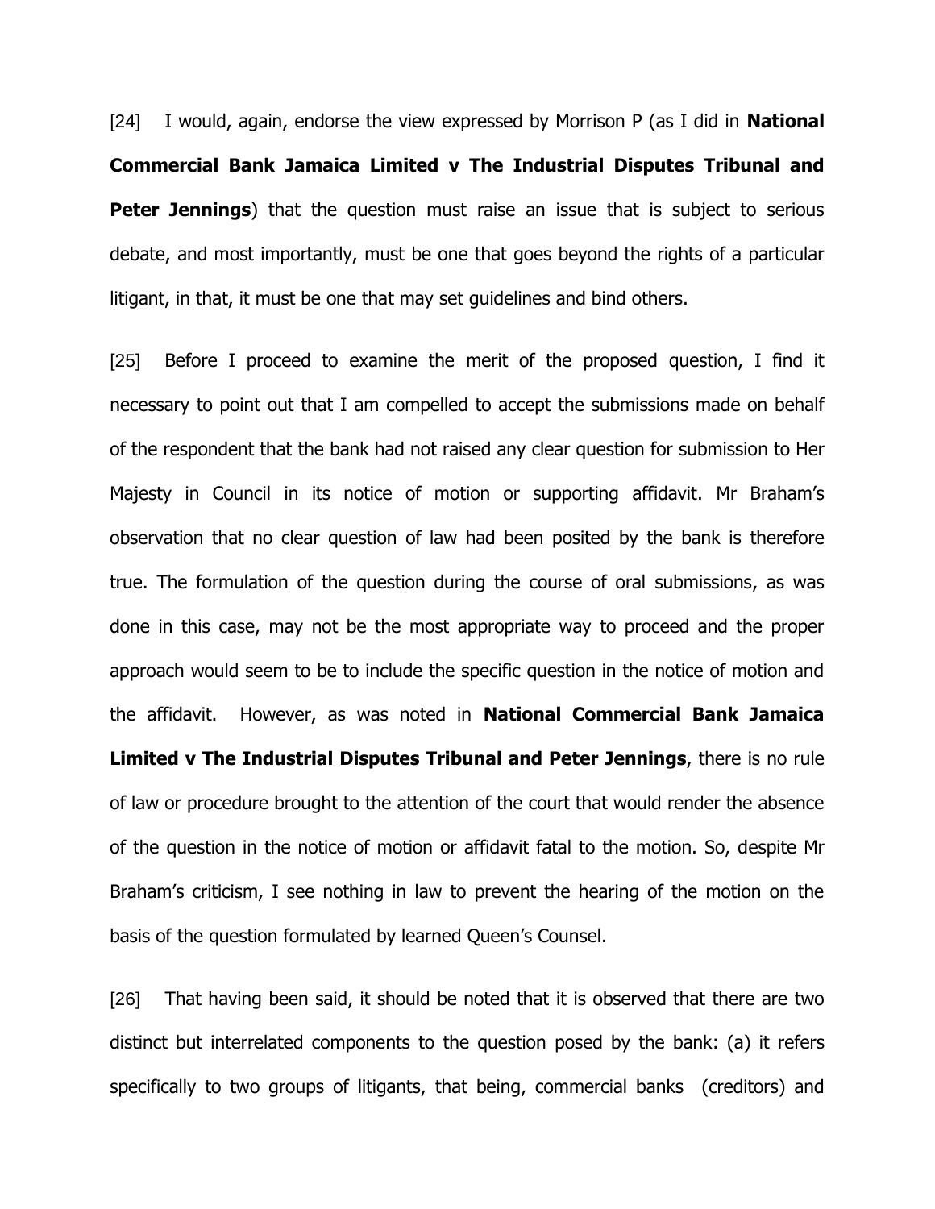[24] I would, again, endorse the view expressed by Morrison P (as I did in **National Commercial Bank Jamaica Limited v The Industrial Disputes Tribunal and Peter Jennings**) that the question must raise an issue that is subject to serious debate, and most importantly, must be one that goes beyond the rights of a particular litigant, in that, it must be one that may set guidelines and bind others.

[25] Before I proceed to examine the merit of the proposed question, I find it necessary to point out that I am compelled to accept the submissions made on behalf of the respondent that the bank had not raised any clear question for submission to Her Majesty in Council in its notice of motion or supporting affidavit. Mr Braham's observation that no clear question of law had been posited by the bank is therefore true. The formulation of the question during the course of oral submissions, as was done in this case, may not be the most appropriate way to proceed and the proper approach would seem to be to include the specific question in the notice of motion and the affidavit. However, as was noted in **National Commercial Bank Jamaica Limited v The Industrial Disputes Tribunal and Peter Jennings**, there is no rule of law or procedure brought to the attention of the court that would render the absence of the question in the notice of motion or affidavit fatal to the motion. So, despite Mr Braham's criticism, I see nothing in law to prevent the hearing of the motion on the basis of the question formulated by learned Queen's Counsel.

[26] That having been said, it should be noted that it is observed that there are two distinct but interrelated components to the question posed by the bank: (a) it refers specifically to two groups of litigants, that being, commercial banks (creditors) and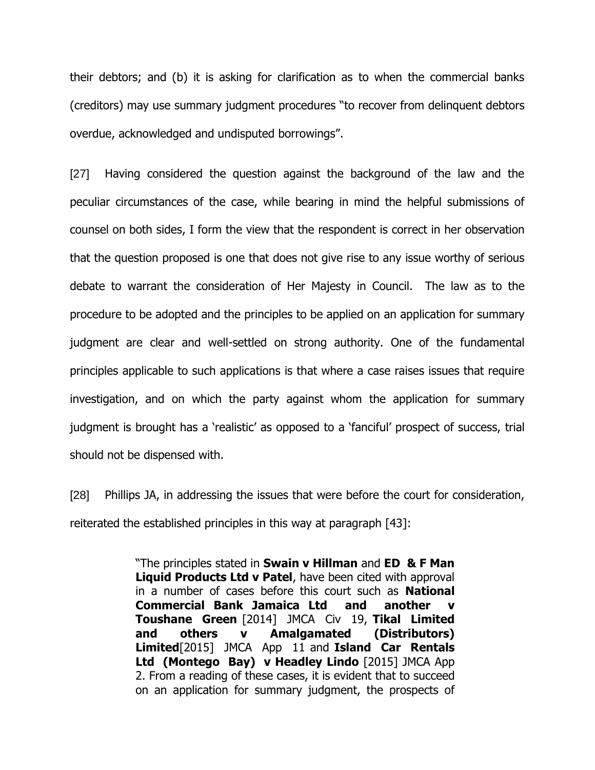their debtors; and (b) it is asking for clarification as to when the commercial banks (creditors) may use summary judgment procedures "to recover from delinquent debtors overdue, acknowledged and undisputed borrowings".

[27] Having considered the question against the background of the law and the peculiar circumstances of the case, while bearing in mind the helpful submissions of counsel on both sides, I form the view that the respondent is correct in her observation that the question proposed is one that does not give rise to any issue worthy of serious debate to warrant the consideration of Her Majesty in Council. The law as to the procedure to be adopted and the principles to be applied on an application for summary judgment are clear and well-settled on strong authority. One of the fundamental principles applicable to such applications is that where a case raises issues that require investigation, and on which the party against whom the application for summary judgment is brought has a 'realistic' as opposed to a 'fanciful' prospect of success, trial should not be dispensed with.

[28] Phillips JA, in addressing the issues that were before the court for consideration, reiterated the established principles in this way at paragraph [43]:

> "The principles stated in **Swain v Hillman** and **ED & F Man Liquid Products Ltd v Patel**, have been cited with approval in a number of cases before this court such as **National Commercial Bank Jamaica Ltd and another v Toushane Green** [2014] JMCA Civ 19, **Tikal Limited and others v Amalgamated (Distributors) Limited**[2015] JMCA App 11 and **Island Car Rentals Ltd (Montego Bay) v Headley Lindo** [2015] JMCA App 2. From a reading of these cases, it is evident that to succeed on an application for summary judgment, the prospects of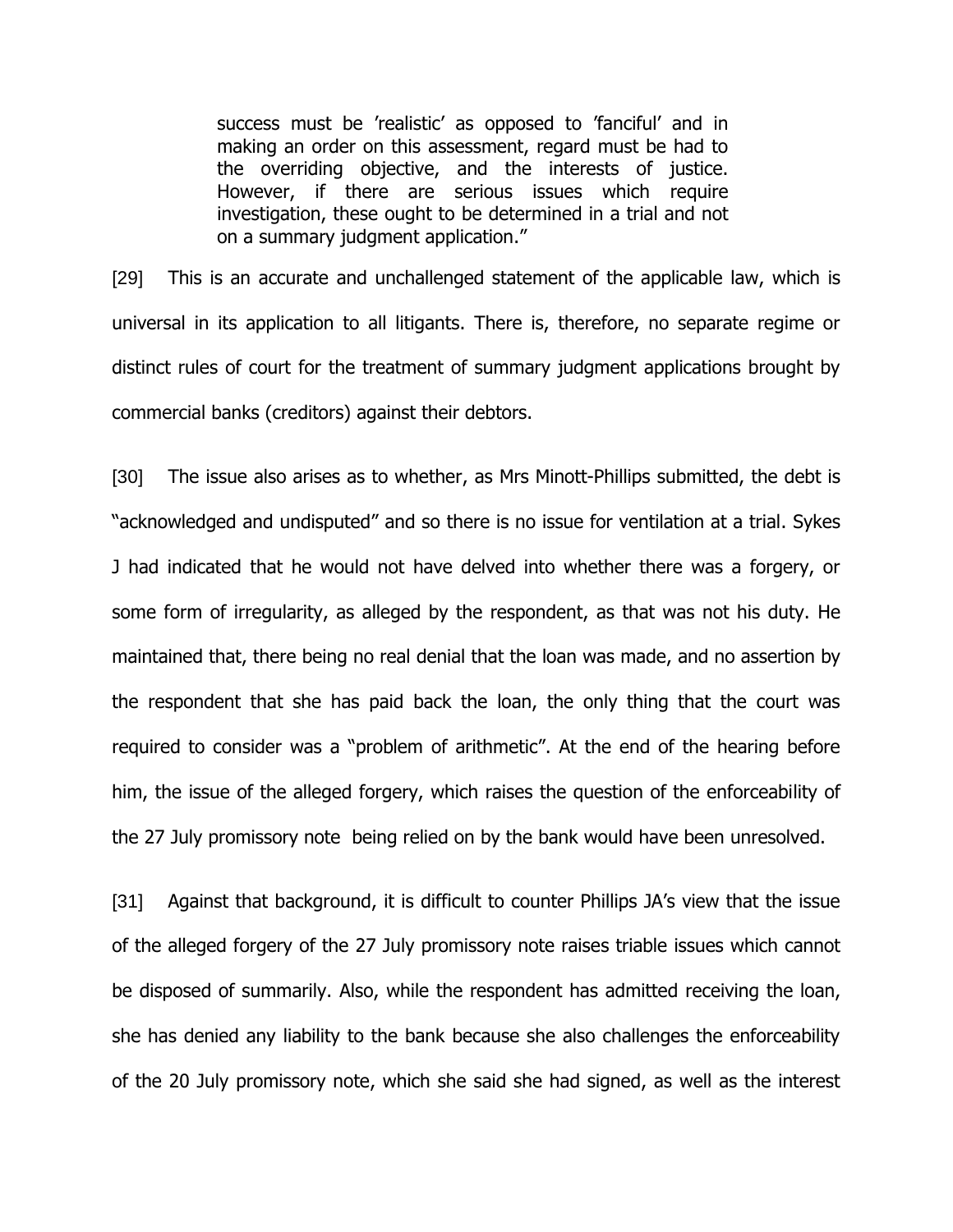> success must be 'realistic' as opposed to 'fanciful' and in making an order on this assessment, regard must be had to the overriding objective, and the interests of justice. However, if there are serious issues which require investigation, these ought to be determined in a trial and not on a summary judgment application."

[29] This is an accurate and unchallenged statement of the applicable law, which is universal in its application to all litigants. There is, therefore, no separate regime or distinct rules of court for the treatment of summary judgment applications brought by commercial banks (creditors) against their debtors.

[30] The issue also arises as to whether, as Mrs Minott-Phillips submitted, the debt is "acknowledged and undisputed" and so there is no issue for ventilation at a trial. Sykes J had indicated that he would not have delved into whether there was a forgery, or some form of irregularity, as alleged by the respondent, as that was not his duty. He maintained that, there being no real denial that the loan was made, and no assertion by the respondent that she has paid back the loan, the only thing that the court was required to consider was a "problem of arithmetic". At the end of the hearing before him, the issue of the alleged forgery, which raises the question of the enforceability of the 27 July promissory note being relied on by the bank would have been unresolved.

[31] Against that background, it is difficult to counter Phillips JA's view that the issue of the alleged forgery of the 27 July promissory note raises triable issues which cannot be disposed of summarily. Also, while the respondent has admitted receiving the loan, she has denied any liability to the bank because she also challenges the enforceability of the 20 July promissory note, which she said she had signed, as well as the interest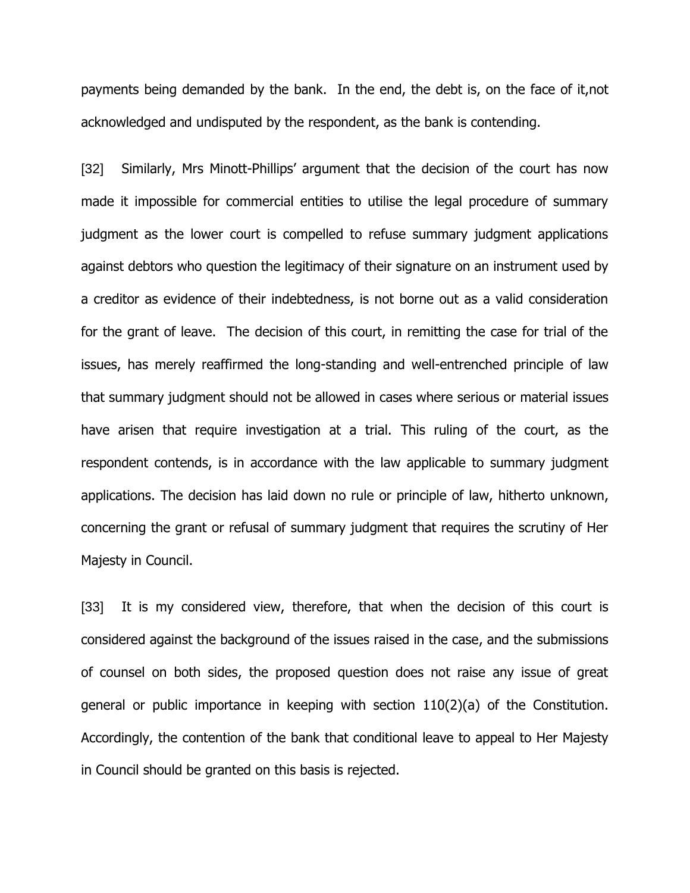payments being demanded by the bank. In the end, the debt is, on the face of it,not acknowledged and undisputed by the respondent, as the bank is contending.

[32] Similarly, Mrs Minott-Phillips' argument that the decision of the court has now made it impossible for commercial entities to utilise the legal procedure of summary judgment as the lower court is compelled to refuse summary judgment applications against debtors who question the legitimacy of their signature on an instrument used by a creditor as evidence of their indebtedness, is not borne out as a valid consideration for the grant of leave. The decision of this court, in remitting the case for trial of the issues, has merely reaffirmed the long-standing and well-entrenched principle of law that summary judgment should not be allowed in cases where serious or material issues have arisen that require investigation at a trial. This ruling of the court, as the respondent contends, is in accordance with the law applicable to summary judgment applications. The decision has laid down no rule or principle of law, hitherto unknown, concerning the grant or refusal of summary judgment that requires the scrutiny of Her Majesty in Council.

[33] It is my considered view, therefore, that when the decision of this court is considered against the background of the issues raised in the case, and the submissions of counsel on both sides, the proposed question does not raise any issue of great general or public importance in keeping with section 110(2)(a) of the Constitution. Accordingly, the contention of the bank that conditional leave to appeal to Her Majesty in Council should be granted on this basis is rejected.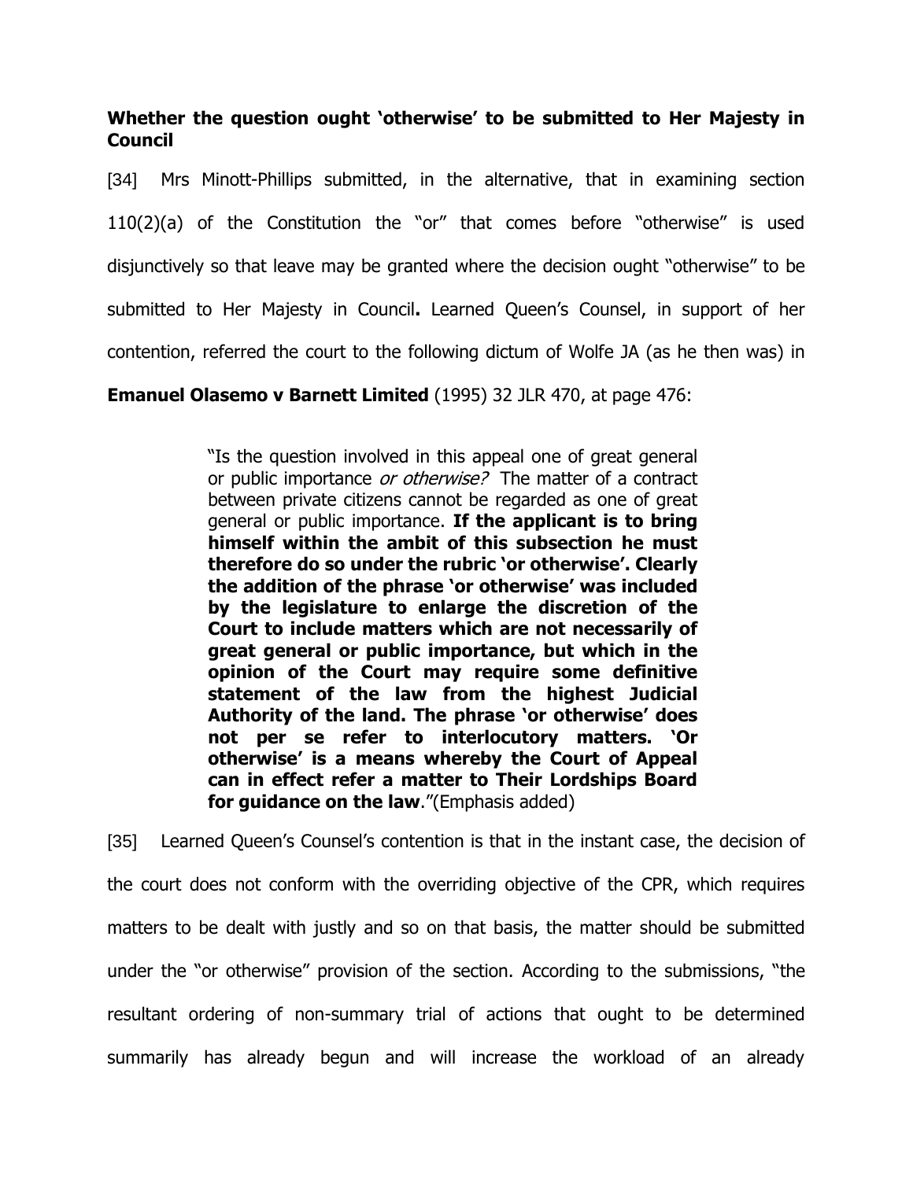**Whether the question ought 'otherwise' to be submitted to Her Majesty in Council**

[34] Mrs Minott-Phillips submitted, in the alternative, that in examining section 110(2)(a) of the Constitution the "or" that comes before "otherwise" is used disjunctively so that leave may be granted where the decision ought "otherwise" to be submitted to Her Majesty in Council**.** Learned Queen's Counsel, in support of her contention, referred the court to the following dictum of Wolfe JA (as he then was) in **Emanuel Olasemo v Barnett Limited** (1995) 32 JLR 470, at page 476:

> "Is the question involved in this appeal one of great general or public importance *or otherwise?* The matter of a contract between private citizens cannot be regarded as one of great general or public importance. **If the applicant is to bring himself within the ambit of this subsection he must therefore do so under the rubric 'or otherwise'. Clearly the addition of the phrase 'or otherwise' was included by the legislature to enlarge the discretion of the Court to include matters which are not necessarily of great general or public importance, but which in the opinion of the Court may require some definitive statement of the law from the highest Judicial Authority of the land. The phrase 'or otherwise' does not per se refer to interlocutory matters. 'Or otherwise' is a means whereby the Court of Appeal can in effect refer a matter to Their Lordships Board for guidance on the law**."(Emphasis added)

[35] Learned Queen's Counsel's contention is that in the instant case, the decision of the court does not conform with the overriding objective of the CPR, which requires matters to be dealt with justly and so on that basis, the matter should be submitted under the "or otherwise" provision of the section. According to the submissions, "the resultant ordering of non-summary trial of actions that ought to be determined summarily has already begun and will increase the workload of an already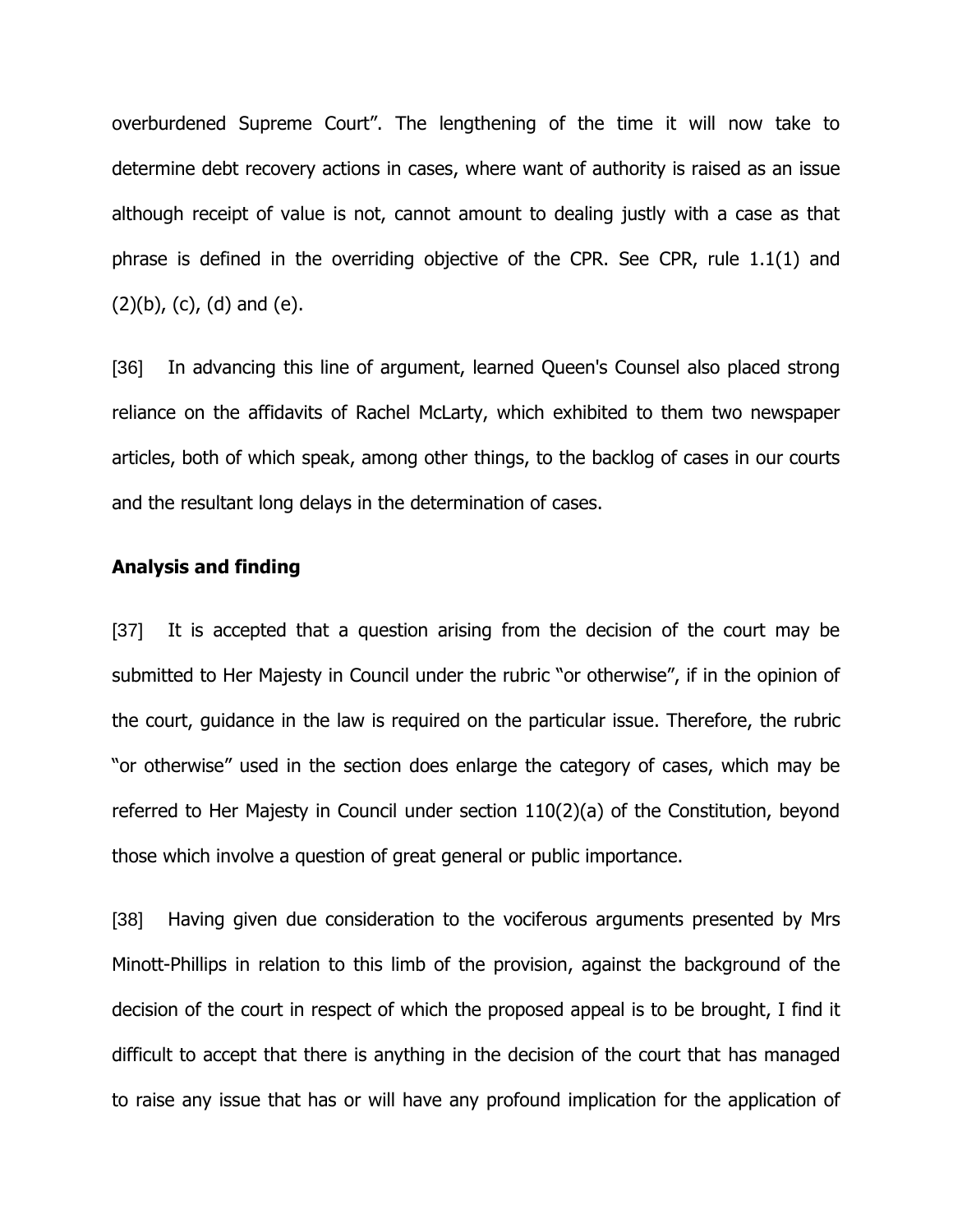overburdened Supreme Court". The lengthening of the time it will now take to determine debt recovery actions in cases, where want of authority is raised as an issue although receipt of value is not, cannot amount to dealing justly with a case as that phrase is defined in the overriding objective of the CPR. See CPR, rule 1.1(1) and (2)(b), (c), (d) and (e).

[36] In advancing this line of argument, learned Queen's Counsel also placed strong reliance on the affidavits of Rachel McLarty, which exhibited to them two newspaper articles, both of which speak, among other things, to the backlog of cases in our courts and the resultant long delays in the determination of cases.

**Analysis and finding**

[37] It is accepted that a question arising from the decision of the court may be submitted to Her Majesty in Council under the rubric "or otherwise", if in the opinion of the court, guidance in the law is required on the particular issue. Therefore, the rubric "or otherwise" used in the section does enlarge the category of cases, which may be referred to Her Majesty in Council under section 110(2)(a) of the Constitution, beyond those which involve a question of great general or public importance.

[38] Having given due consideration to the vociferous arguments presented by Mrs Minott-Phillips in relation to this limb of the provision, against the background of the decision of the court in respect of which the proposed appeal is to be brought, I find it difficult to accept that there is anything in the decision of the court that has managed to raise any issue that has or will have any profound implication for the application of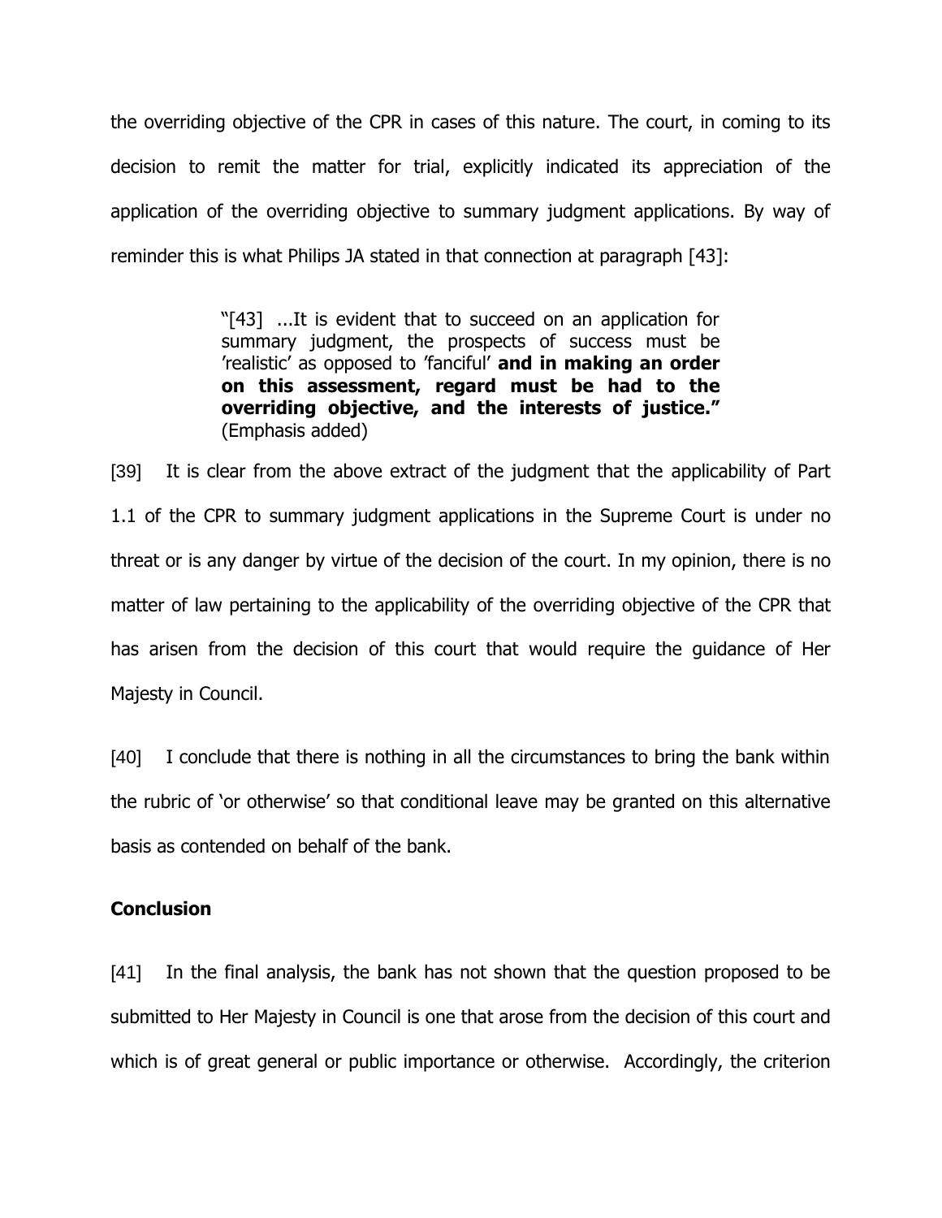the overriding objective of the CPR in cases of this nature. The court, in coming to its decision to remit the matter for trial, explicitly indicated its appreciation of the application of the overriding objective to summary judgment applications. By way of reminder this is what Philips JA stated in that connection at paragraph [43]:

> "[43] ...It is evident that to succeed on an application for summary judgment, the prospects of success must be 'realistic' as opposed to 'fanciful' **and in making an order on this assessment, regard must be had to the overriding objective, and the interests of justice."** (Emphasis added)

[39] It is clear from the above extract of the judgment that the applicability of Part 1.1 of the CPR to summary judgment applications in the Supreme Court is under no threat or is any danger by virtue of the decision of the court. In my opinion, there is no matter of law pertaining to the applicability of the overriding objective of the CPR that has arisen from the decision of this court that would require the guidance of Her Majesty in Council.

[40] I conclude that there is nothing in all the circumstances to bring the bank within the rubric of 'or otherwise' so that conditional leave may be granted on this alternative basis as contended on behalf of the bank.

**Conclusion**

[41] In the final analysis, the bank has not shown that the question proposed to be submitted to Her Majesty in Council is one that arose from the decision of this court and which is of great general or public importance or otherwise. Accordingly, the criterion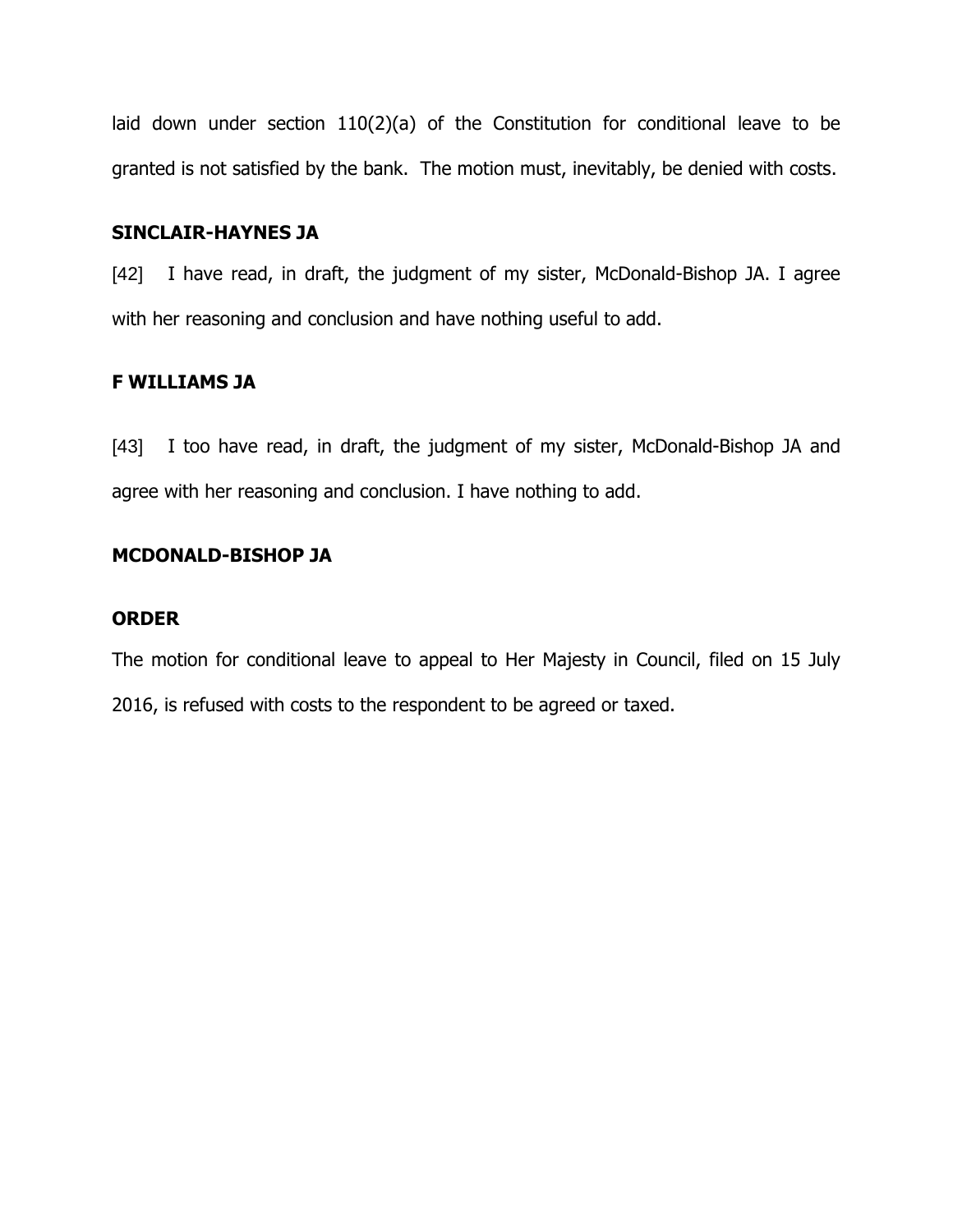laid down under section 110(2)(a) of the Constitution for conditional leave to be granted is not satisfied by the bank. The motion must, inevitably, be denied with costs.

**SINCLAIR-HAYNES JA**

[42] I have read, in draft, the judgment of my sister, McDonald-Bishop JA. I agree with her reasoning and conclusion and have nothing useful to add.

**F WILLIAMS JA**

[43] I too have read, in draft, the judgment of my sister, McDonald-Bishop JA and agree with her reasoning and conclusion. I have nothing to add.

**MCDONALD-BISHOP JA**

**ORDER**

The motion for conditional leave to appeal to Her Majesty in Council, filed on 15 July 2016, is refused with costs to the respondent to be agreed or taxed.